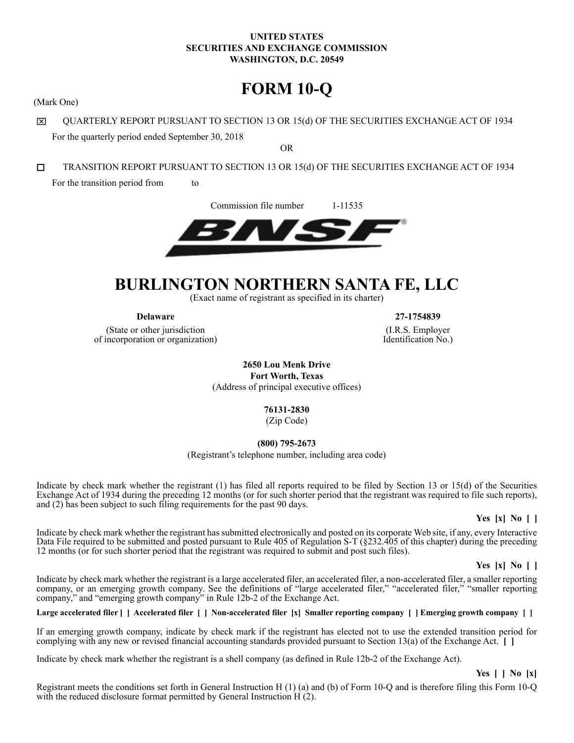**UNITED STATES**
**SECURITIES AND EXCHANGE COMMISSION**
**WASHINGTON, D.C. 20549**

# FORM 10-Q

(Mark One)

☒ QUARTERLY REPORT PURSUANT TO SECTION 13 OR 15(d) OF THE SECURITIES EXCHANGE ACT OF 1934

For the quarterly period ended September 30, 2018

OR

☐ TRANSITION REPORT PURSUANT TO SECTION 13 OR 15(d) OF THE SECURITIES EXCHANGE ACT OF 1934

For the transition period from to

Commission file number 1-11535

# BURLINGTON NORTHERN SANTA FE, LLC

(Exact name of registrant as specified in its charter)

| **Delaware** | **27-1754839** |
|---|---|
| (State or other jurisdiction of incorporation or organization) | (I.R.S. Employer Identification No.) |

**2650 Lou Menk Drive**
**Fort Worth, Texas**
(Address of principal executive offices)

**76131-2830**
(Zip Code)

**(800) 795-2673**
(Registrant's telephone number, including area code)

Indicate by check mark whether the registrant (1) has filed all reports required to be filed by Section 13 or 15(d) of the Securities Exchange Act of 1934 during the preceding 12 months (or for such shorter period that the registrant was required to file such reports), and (2) has been subject to such filing requirements for the past 90 days.

**Yes [x] No [ ]**

Indicate by check mark whether the registrant has submitted electronically and posted on its corporate Web site, if any, every Interactive Data File required to be submitted and posted pursuant to Rule 405 of Regulation S-T (§232.405 of this chapter) during the preceding 12 months (or for such shorter period that the registrant was required to submit and post such files).

**Yes [x] No [ ]**

Indicate by check mark whether the registrant is a large accelerated filer, an accelerated filer, a non-accelerated filer, a smaller reporting company, or an emerging growth company. See the definitions of "large accelerated filer," "accelerated filer," "smaller reporting company," and "emerging growth company" in Rule 12b-2 of the Exchange Act.

**Large accelerated filer [ ] Accelerated filer [ ] Non-accelerated filer [x] Smaller reporting company [ ] Emerging growth company [ ]**

If an emerging growth company, indicate by check mark if the registrant has elected not to use the extended transition period for complying with any new or revised financial accounting standards provided pursuant to Section 13(a) of the Exchange Act. **[ ]**

Indicate by check mark whether the registrant is a shell company (as defined in Rule 12b-2 of the Exchange Act).

**Yes [ ] No [x]**

Registrant meets the conditions set forth in General Instruction H (1) (a) and (b) of Form 10-Q and is therefore filing this Form 10-Q with the reduced disclosure format permitted by General Instruction H (2).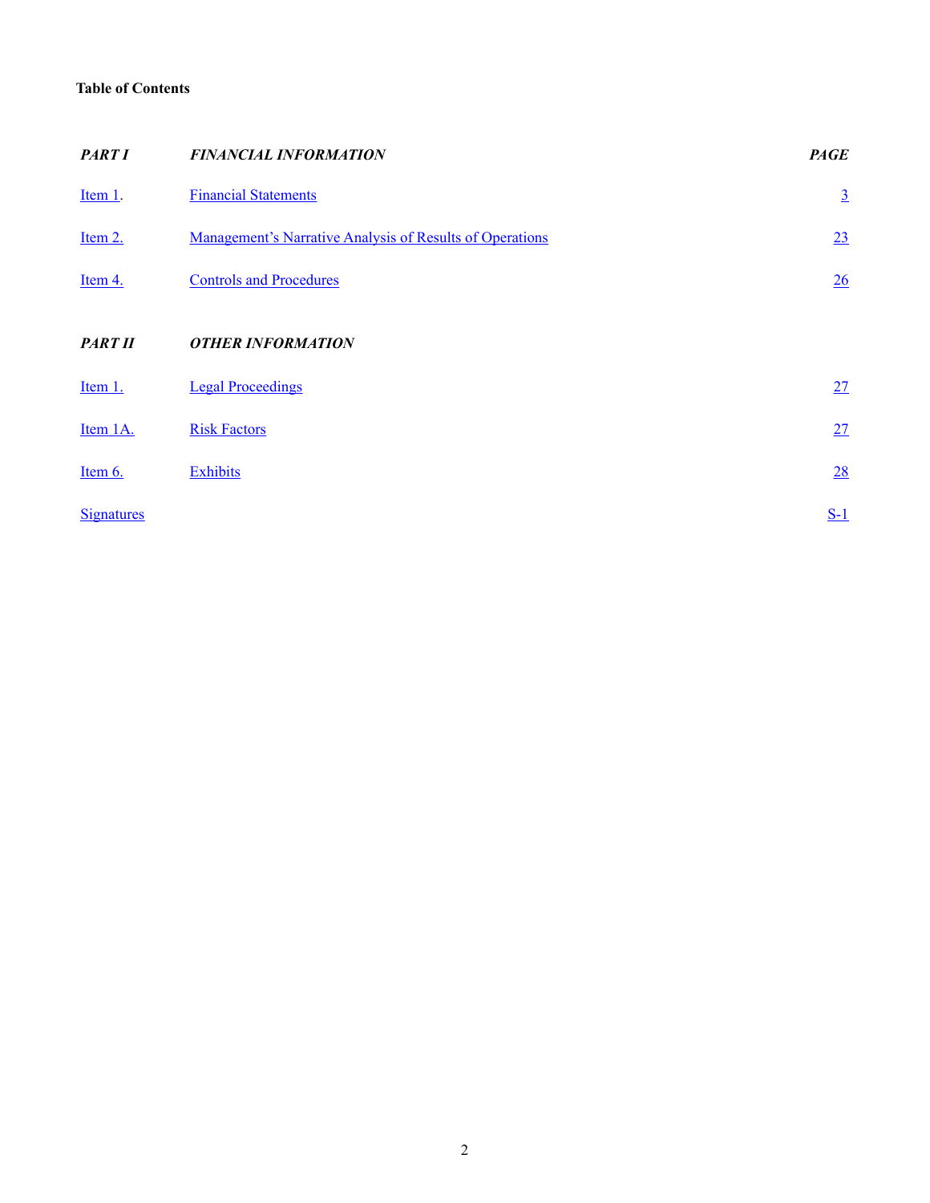**Table of Contents**

| *PART I* | *FINANCIAL INFORMATION* | *PAGE* |
|---|---|---|
| Item 1. | Financial Statements | 3 |
| Item 2. | Management's Narrative Analysis of Results of Operations | 23 |
| Item 4. | Controls and Procedures | 26 |
| *PART II* | *OTHER INFORMATION* | |
| Item 1. | Legal Proceedings | 27 |
| Item 1A. | Risk Factors | 27 |
| Item 6. | Exhibits | 28 |
| Signatures | | S-1 |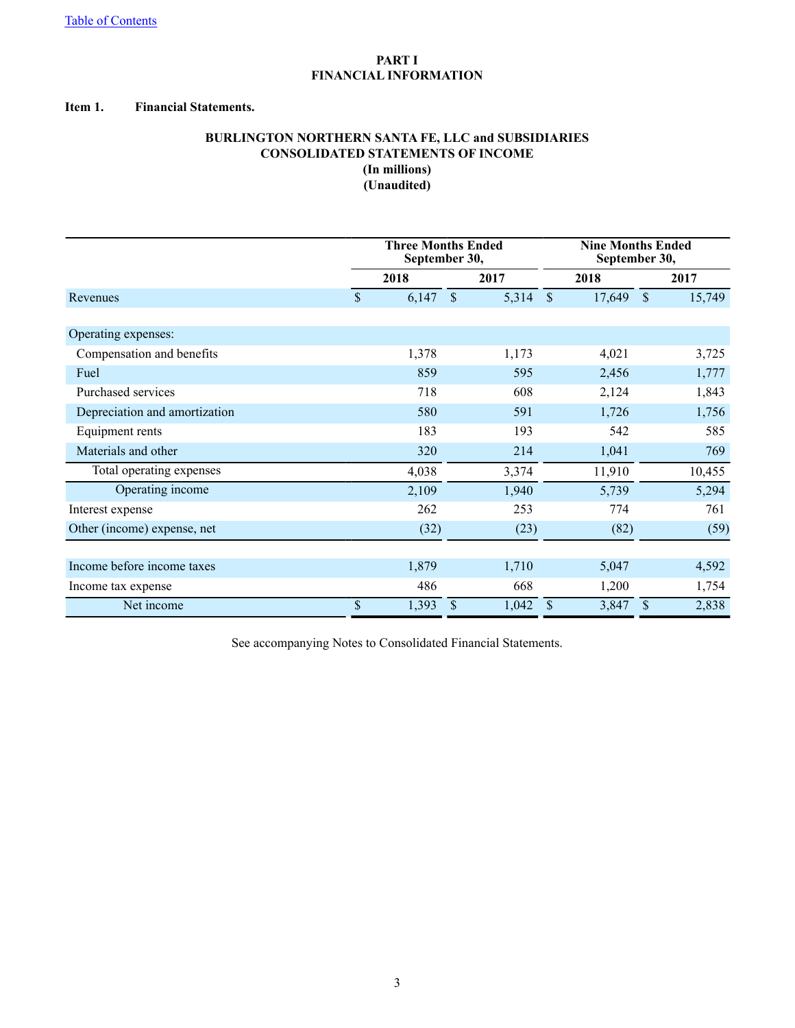[Table of Contents](#)

# PART I
# FINANCIAL INFORMATION

**Item 1. Financial Statements.**

## BURLINGTON NORTHERN SANTA FE, LLC and SUBSIDIARIES
## CONSOLIDATED STATEMENTS OF INCOME
**(In millions)**
**(Unaudited)**

| | Three Months Ended September 30, | | Nine Months Ended September 30, | |
|---|---|---|---|---|
| | 2018 | 2017 | 2018 | 2017 |
| Revenues | $ 6,147 | $ 5,314 | $ 17,649 | $ 15,749 |
| Operating expenses: | | | | |
| Compensation and benefits | 1,378 | 1,173 | 4,021 | 3,725 |
| Fuel | 859 | 595 | 2,456 | 1,777 |
| Purchased services | 718 | 608 | 2,124 | 1,843 |
| Depreciation and amortization | 580 | 591 | 1,726 | 1,756 |
| Equipment rents | 183 | 193 | 542 | 585 |
| Materials and other | 320 | 214 | 1,041 | 769 |
| Total operating expenses | 4,038 | 3,374 | 11,910 | 10,455 |
| Operating income | 2,109 | 1,940 | 5,739 | 5,294 |
| Interest expense | 262 | 253 | 774 | 761 |
| Other (income) expense, net | (32) | (23) | (82) | (59) |
| Income before income taxes | 1,879 | 1,710 | 5,047 | 4,592 |
| Income tax expense | 486 | 668 | 1,200 | 1,754 |
| Net income | $ 1,393 | $ 1,042 | $ 3,847 | $ 2,838 |

See accompanying Notes to Consolidated Financial Statements.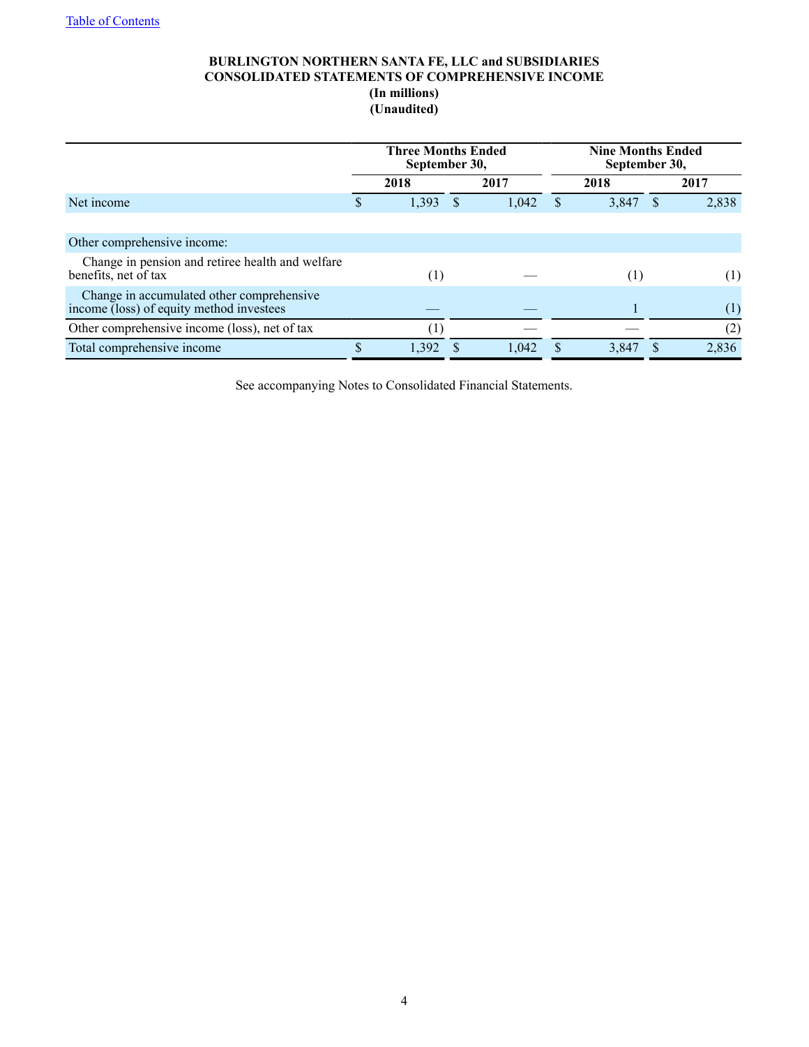Table of Contents

**BURLINGTON NORTHERN SANTA FE, LLC and SUBSIDIARIES**
**CONSOLIDATED STATEMENTS OF COMPREHENSIVE INCOME**
**(In millions)**
**(Unaudited)**

| | Three Months Ended September 30, | | Nine Months Ended September 30, | |
|---|---|---|---|---|
| | **2018** | **2017** | **2018** | **2017** |
| Net income | $ 1,393 | $ 1,042 | $ 3,847 | $ 2,838 |
| | | | | |
| Other comprehensive income: | | | | |
| Change in pension and retiree health and welfare benefits, net of tax | (1) | — | (1) | (1) |
| Change in accumulated other comprehensive income (loss) of equity method investees | — | — | 1 | (1) |
| Other comprehensive income (loss), net of tax | (1) | — | — | (2) |
| Total comprehensive income | $ 1,392 | $ 1,042 | $ 3,847 | $ 2,836 |

See accompanying Notes to Consolidated Financial Statements.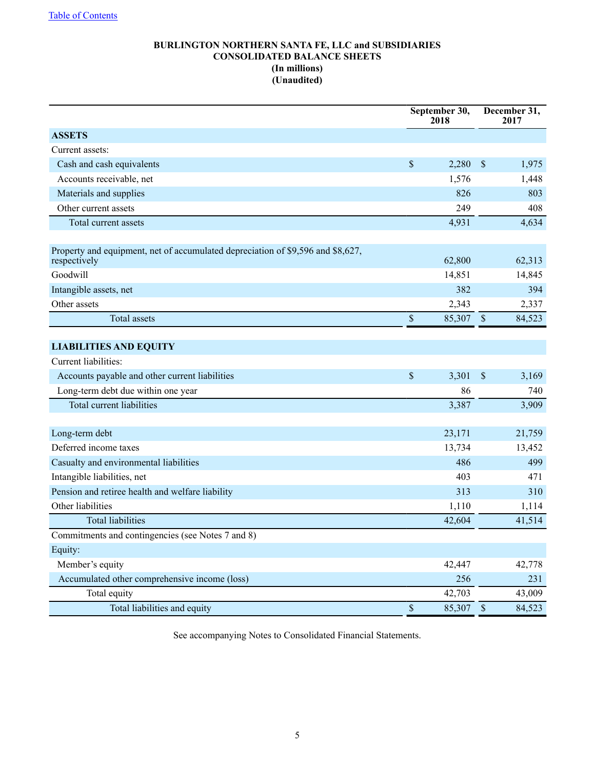Table of Contents

**BURLINGTON NORTHERN SANTA FE, LLC and SUBSIDIARIES**
**CONSOLIDATED BALANCE SHEETS**
**(In millions)**
**(Unaudited)**

| | September 30, 2018 | December 31, 2017 |
|---|---|---|
| **ASSETS** | | |
| Current assets: | | |
| Cash and cash equivalents | $ 2,280 | $ 1,975 |
| Accounts receivable, net | 1,576 | 1,448 |
| Materials and supplies | 826 | 803 |
| Other current assets | 249 | 408 |
| Total current assets | 4,931 | 4,634 |
| | | |
| Property and equipment, net of accumulated depreciation of $9,596 and $8,627, respectively | 62,800 | 62,313 |
| Goodwill | 14,851 | 14,845 |
| Intangible assets, net | 382 | 394 |
| Other assets | 2,343 | 2,337 |
| Total assets | $ 85,307 | $ 84,523 |
| | | |
| **LIABILITIES AND EQUITY** | | |
| Current liabilities: | | |
| Accounts payable and other current liabilities | $ 3,301 | $ 3,169 |
| Long-term debt due within one year | 86 | 740 |
| Total current liabilities | 3,387 | 3,909 |
| | | |
| Long-term debt | 23,171 | 21,759 |
| Deferred income taxes | 13,734 | 13,452 |
| Casualty and environmental liabilities | 486 | 499 |
| Intangible liabilities, net | 403 | 471 |
| Pension and retiree health and welfare liability | 313 | 310 |
| Other liabilities | 1,110 | 1,114 |
| Total liabilities | 42,604 | 41,514 |
| Commitments and contingencies (see Notes 7 and 8) | | |
| Equity: | | |
| Member's equity | 42,447 | 42,778 |
| Accumulated other comprehensive income (loss) | 256 | 231 |
| Total equity | 42,703 | 43,009 |
| Total liabilities and equity | $ 85,307 | $ 84,523 |

See accompanying Notes to Consolidated Financial Statements.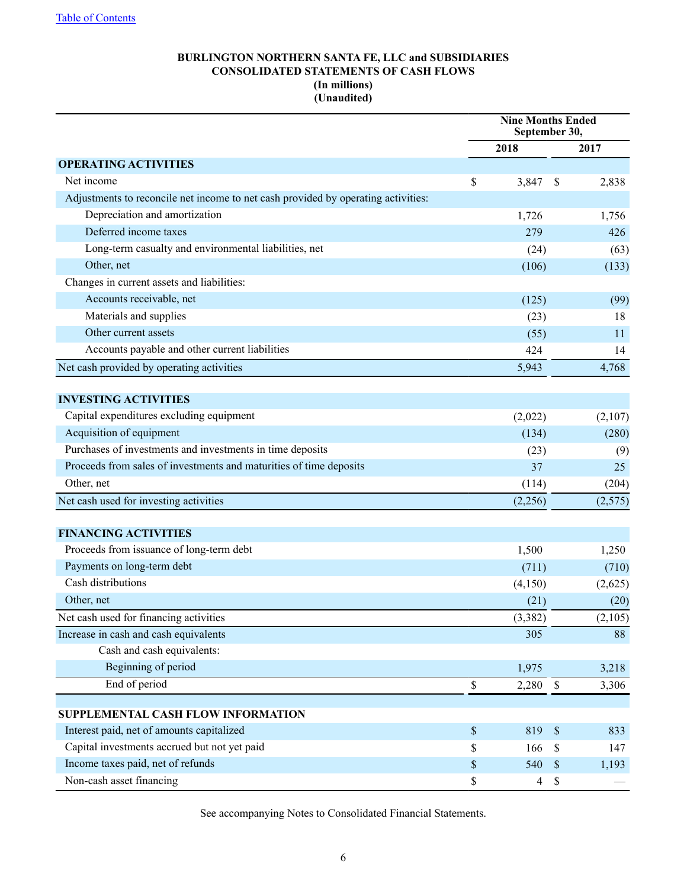[Table of Contents](#)

**BURLINGTON NORTHERN SANTA FE, LLC and SUBSIDIARIES**
**CONSOLIDATED STATEMENTS OF CASH FLOWS**
**(In millions)**
**(Unaudited)**

| | Nine Months Ended September 30, | |
|---|---|---|
| | **2018** | **2017** |
| **OPERATING ACTIVITIES** | | |
| Net income | $ 3,847 | $ 2,838 |
| Adjustments to reconcile net income to net cash provided by operating activities: | | |
| Depreciation and amortization | 1,726 | 1,756 |
| Deferred income taxes | 279 | 426 |
| Long-term casualty and environmental liabilities, net | (24) | (63) |
| Other, net | (106) | (133) |
| Changes in current assets and liabilities: | | |
| Accounts receivable, net | (125) | (99) |
| Materials and supplies | (23) | 18 |
| Other current assets | (55) | 11 |
| Accounts payable and other current liabilities | 424 | 14 |
| Net cash provided by operating activities | 5,943 | 4,768 |
| | | |
| **INVESTING ACTIVITIES** | | |
| Capital expenditures excluding equipment | (2,022) | (2,107) |
| Acquisition of equipment | (134) | (280) |
| Purchases of investments and investments in time deposits | (23) | (9) |
| Proceeds from sales of investments and maturities of time deposits | 37 | 25 |
| Other, net | (114) | (204) |
| Net cash used for investing activities | (2,256) | (2,575) |
| | | |
| **FINANCING ACTIVITIES** | | |
| Proceeds from issuance of long-term debt | 1,500 | 1,250 |
| Payments on long-term debt | (711) | (710) |
| Cash distributions | (4,150) | (2,625) |
| Other, net | (21) | (20) |
| Net cash used for financing activities | (3,382) | (2,105) |
| Increase in cash and cash equivalents | 305 | 88 |
| Cash and cash equivalents: | | |
| Beginning of period | 1,975 | 3,218 |
| End of period | $ 2,280 | $ 3,306 |
| | | |
| **SUPPLEMENTAL CASH FLOW INFORMATION** | | |
| Interest paid, net of amounts capitalized | $ 819 | $ 833 |
| Capital investments accrued but not yet paid | $ 166 | $ 147 |
| Income taxes paid, net of refunds | $ 540 | $ 1,193 |
| Non-cash asset financing | $ 4 | $ — |

See accompanying Notes to Consolidated Financial Statements.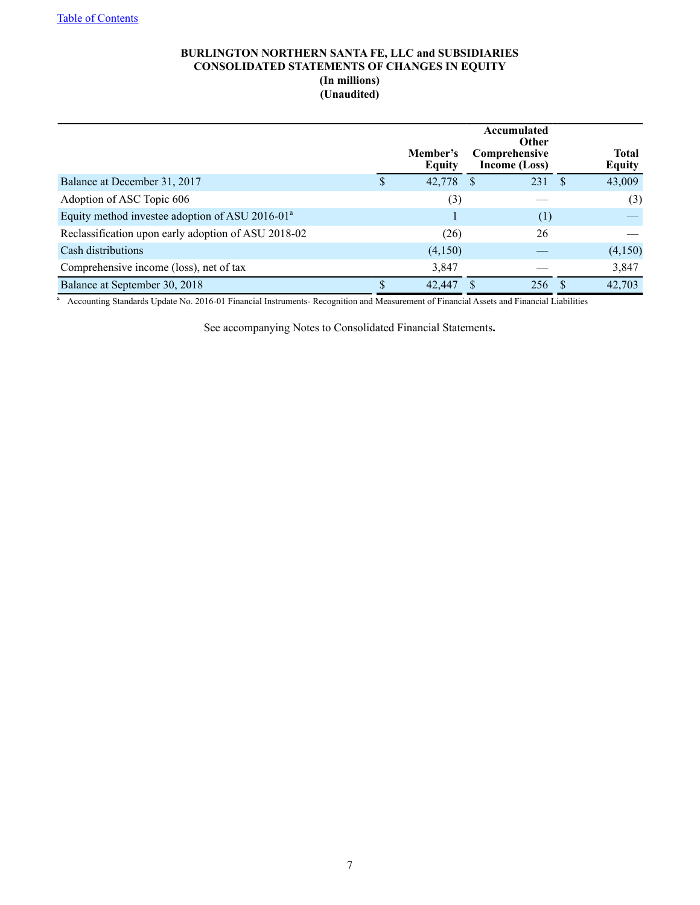**BURLINGTON NORTHERN SANTA FE, LLC and SUBSIDIARIES**
**CONSOLIDATED STATEMENTS OF CHANGES IN EQUITY**
**(In millions)**
**(Unaudited)**

| | Member's Equity | Accumulated Other Comprehensive Income (Loss) | Total Equity |
|---|---|---|---|
| Balance at December 31, 2017 | $ 42,778 | $ 231 | $ 43,009 |
| Adoption of ASC Topic 606 | (3) | — | (3) |
| Equity method investee adoption of ASU 2016-01[a] | 1 | (1) | — |
| Reclassification upon early adoption of ASU 2018-02 | (26) | 26 | — |
| Cash distributions | (4,150) | — | (4,150) |
| Comprehensive income (loss), net of tax | 3,847 | — | 3,847 |
| Balance at September 30, 2018 | $ 42,447 | $ 256 | $ 42,703 |

[a] Accounting Standards Update No. 2016-01 Financial Instruments- Recognition and Measurement of Financial Assets and Financial Liabilities

See accompanying Notes to Consolidated Financial Statements**.**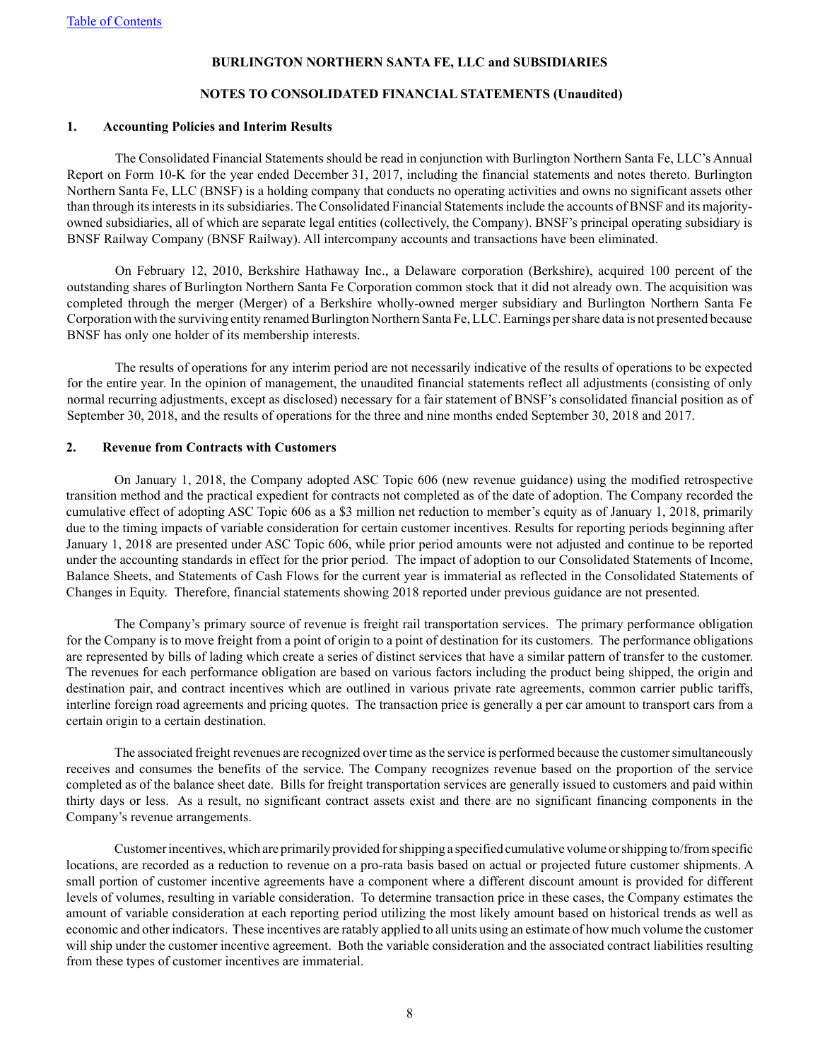**BURLINGTON NORTHERN SANTA FE, LLC and SUBSIDIARIES**

**NOTES TO CONSOLIDATED FINANCIAL STATEMENTS (Unaudited)**

## 1. Accounting Policies and Interim Results

The Consolidated Financial Statements should be read in conjunction with Burlington Northern Santa Fe, LLC's Annual Report on Form 10-K for the year ended December 31, 2017, including the financial statements and notes thereto. Burlington Northern Santa Fe, LLC (BNSF) is a holding company that conducts no operating activities and owns no significant assets other than through its interests in its subsidiaries. The Consolidated Financial Statements include the accounts of BNSF and its majority-owned subsidiaries, all of which are separate legal entities (collectively, the Company). BNSF's principal operating subsidiary is BNSF Railway Company (BNSF Railway). All intercompany accounts and transactions have been eliminated.

On February 12, 2010, Berkshire Hathaway Inc., a Delaware corporation (Berkshire), acquired 100 percent of the outstanding shares of Burlington Northern Santa Fe Corporation common stock that it did not already own. The acquisition was completed through the merger (Merger) of a Berkshire wholly-owned merger subsidiary and Burlington Northern Santa Fe Corporation with the surviving entity renamed Burlington Northern Santa Fe, LLC. Earnings per share data is not presented because BNSF has only one holder of its membership interests.

The results of operations for any interim period are not necessarily indicative of the results of operations to be expected for the entire year. In the opinion of management, the unaudited financial statements reflect all adjustments (consisting of only normal recurring adjustments, except as disclosed) necessary for a fair statement of BNSF's consolidated financial position as of September 30, 2018, and the results of operations for the three and nine months ended September 30, 2018 and 2017.

## 2. Revenue from Contracts with Customers

On January 1, 2018, the Company adopted ASC Topic 606 (new revenue guidance) using the modified retrospective transition method and the practical expedient for contracts not completed as of the date of adoption. The Company recorded the cumulative effect of adopting ASC Topic 606 as a $3 million net reduction to member's equity as of January 1, 2018, primarily due to the timing impacts of variable consideration for certain customer incentives. Results for reporting periods beginning after January 1, 2018 are presented under ASC Topic 606, while prior period amounts were not adjusted and continue to be reported under the accounting standards in effect for the prior period. The impact of adoption to our Consolidated Statements of Income, Balance Sheets, and Statements of Cash Flows for the current year is immaterial as reflected in the Consolidated Statements of Changes in Equity. Therefore, financial statements showing 2018 reported under previous guidance are not presented.

The Company's primary source of revenue is freight rail transportation services. The primary performance obligation for the Company is to move freight from a point of origin to a point of destination for its customers. The performance obligations are represented by bills of lading which create a series of distinct services that have a similar pattern of transfer to the customer. The revenues for each performance obligation are based on various factors including the product being shipped, the origin and destination pair, and contract incentives which are outlined in various private rate agreements, common carrier public tariffs, interline foreign road agreements and pricing quotes. The transaction price is generally a per car amount to transport cars from a certain origin to a certain destination.

The associated freight revenues are recognized over time as the service is performed because the customer simultaneously receives and consumes the benefits of the service. The Company recognizes revenue based on the proportion of the service completed as of the balance sheet date. Bills for freight transportation services are generally issued to customers and paid within thirty days or less. As a result, no significant contract assets exist and there are no significant financing components in the Company's revenue arrangements.

Customer incentives, which are primarily provided for shipping a specified cumulative volume or shipping to/from specific locations, are recorded as a reduction to revenue on a pro-rata basis based on actual or projected future customer shipments. A small portion of customer incentive agreements have a component where a different discount amount is provided for different levels of volumes, resulting in variable consideration. To determine transaction price in these cases, the Company estimates the amount of variable consideration at each reporting period utilizing the most likely amount based on historical trends as well as economic and other indicators. These incentives are ratably applied to all units using an estimate of how much volume the customer will ship under the customer incentive agreement. Both the variable consideration and the associated contract liabilities resulting from these types of customer incentives are immaterial.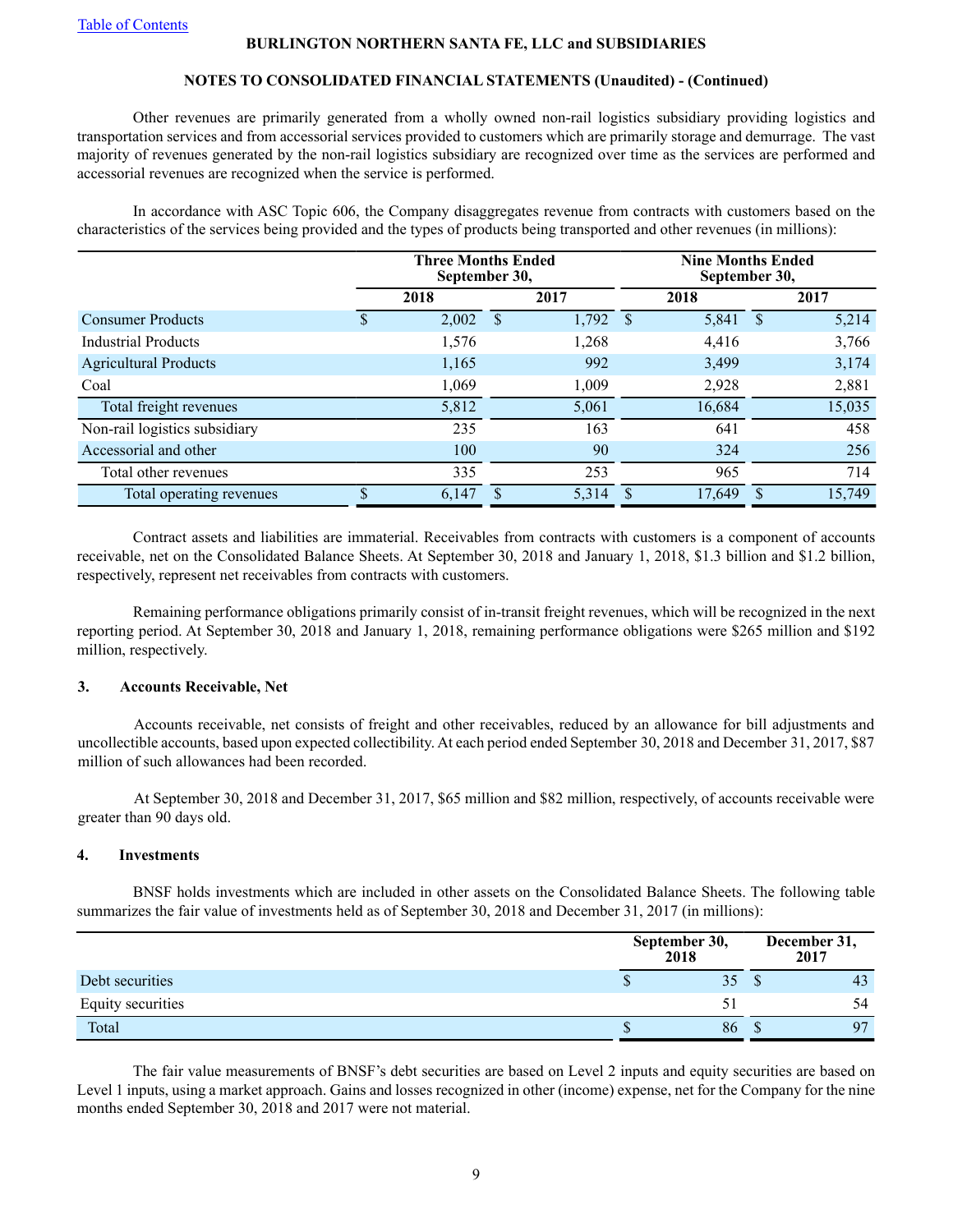Other revenues are primarily generated from a wholly owned non-rail logistics subsidiary providing logistics and transportation services and from accessorial services provided to customers which are primarily storage and demurrage. The vast majority of revenues generated by the non-rail logistics subsidiary are recognized over time as the services are performed and accessorial revenues are recognized when the service is performed.

In accordance with ASC Topic 606, the Company disaggregates revenue from contracts with customers based on the characteristics of the services being provided and the types of products being transported and other revenues (in millions):

| | Three Months Ended September 30, | | Nine Months Ended September 30, | |
|---|---|---|---|---|
| | 2018 | 2017 | 2018 | 2017 |
| Consumer Products | $ 2,002 | $ 1,792 | $ 5,841 | $ 5,214 |
| Industrial Products | 1,576 | 1,268 | 4,416 | 3,766 |
| Agricultural Products | 1,165 | 992 | 3,499 | 3,174 |
| Coal | 1,069 | 1,009 | 2,928 | 2,881 |
| Total freight revenues | 5,812 | 5,061 | 16,684 | 15,035 |
| Non-rail logistics subsidiary | 235 | 163 | 641 | 458 |
| Accessorial and other | 100 | 90 | 324 | 256 |
| Total other revenues | 335 | 253 | 965 | 714 |
| Total operating revenues | $ 6,147 | $ 5,314 | $ 17,649 | $ 15,749 |

Contract assets and liabilities are immaterial. Receivables from contracts with customers is a component of accounts receivable, net on the Consolidated Balance Sheets. At September 30, 2018 and January 1, 2018, $1.3 billion and $1.2 billion, respectively, represent net receivables from contracts with customers.

Remaining performance obligations primarily consist of in-transit freight revenues, which will be recognized in the next reporting period. At September 30, 2018 and January 1, 2018, remaining performance obligations were $265 million and $192 million, respectively.

## 3. Accounts Receivable, Net

Accounts receivable, net consists of freight and other receivables, reduced by an allowance for bill adjustments and uncollectible accounts, based upon expected collectibility. At each period ended September 30, 2018 and December 31, 2017, $87 million of such allowances had been recorded.

At September 30, 2018 and December 31, 2017, $65 million and $82 million, respectively, of accounts receivable were greater than 90 days old.

## 4. Investments

BNSF holds investments which are included in other assets on the Consolidated Balance Sheets. The following table summarizes the fair value of investments held as of September 30, 2018 and December 31, 2017 (in millions):

| | September 30, 2018 | December 31, 2017 |
|---|---|---|
| Debt securities | $ 35 | $ 43 |
| Equity securities | 51 | 54 |
| Total | $ 86 | $ 97 |

The fair value measurements of BNSF's debt securities are based on Level 2 inputs and equity securities are based on Level 1 inputs, using a market approach. Gains and losses recognized in other (income) expense, net for the Company for the nine months ended September 30, 2018 and 2017 were not material.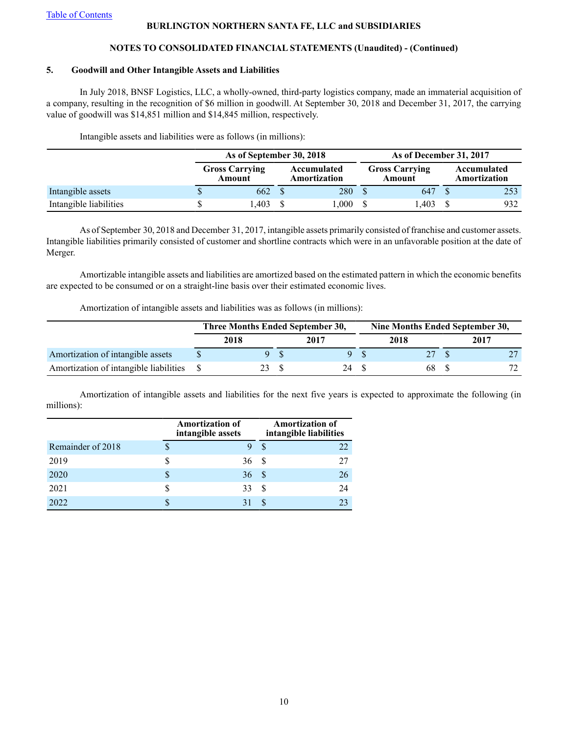BURLINGTON NORTHERN SANTA FE, LLC and SUBSIDIARIES

NOTES TO CONSOLIDATED FINANCIAL STATEMENTS (Unaudited) - (Continued)

## 5. Goodwill and Other Intangible Assets and Liabilities

In July 2018, BNSF Logistics, LLC, a wholly-owned, third-party logistics company, made an immaterial acquisition of a company, resulting in the recognition of $6 million in goodwill. At September 30, 2018 and December 31, 2017, the carrying value of goodwill was $14,851 million and $14,845 million, respectively.

Intangible assets and liabilities were as follows (in millions):

| | As of September 30, 2018 | | As of December 31, 2017 | |
|---|---|---|---|---|
| | Gross Carrying Amount | Accumulated Amortization | Gross Carrying Amount | Accumulated Amortization |
| Intangible assets | $ 662 | $ 280 | $ 647 | $ 253 |
| Intangible liabilities | $ 1,403 | $ 1,000 | $ 1,403 | $ 932 |

As of September 30, 2018 and December 31, 2017, intangible assets primarily consisted of franchise and customer assets. Intangible liabilities primarily consisted of customer and shortline contracts which were in an unfavorable position at the date of Merger.

Amortizable intangible assets and liabilities are amortized based on the estimated pattern in which the economic benefits are expected to be consumed or on a straight-line basis over their estimated economic lives.

Amortization of intangible assets and liabilities was as follows (in millions):

| | Three Months Ended September 30, | | Nine Months Ended September 30, | |
|---|---|---|---|---|
| | 2018 | 2017 | 2018 | 2017 |
| Amortization of intangible assets | $ 9 | $ 9 | $ 27 | $ 27 |
| Amortization of intangible liabilities | $ 23 | $ 24 | $ 68 | $ 72 |

Amortization of intangible assets and liabilities for the next five years is expected to approximate the following (in millions):

| | Amortization of intangible assets | Amortization of intangible liabilities |
|---|---|---|
| Remainder of 2018 | $ 9 | $ 22 |
| 2019 | $ 36 | $ 27 |
| 2020 | $ 36 | $ 26 |
| 2021 | $ 33 | $ 24 |
| 2022 | $ 31 | $ 23 |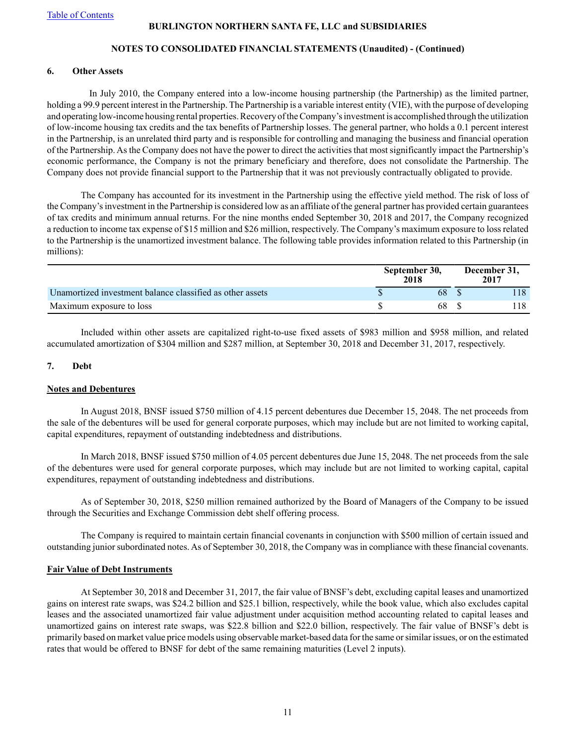BURLINGTON NORTHERN SANTA FE, LLC and SUBSIDIARIES

NOTES TO CONSOLIDATED FINANCIAL STATEMENTS (Unaudited) - (Continued)

### 6. Other Assets

In July 2010, the Company entered into a low-income housing partnership (the Partnership) as the limited partner, holding a 99.9 percent interest in the Partnership. The Partnership is a variable interest entity (VIE), with the purpose of developing and operating low-income housing rental properties. Recovery of the Company's investment is accomplished through the utilization of low-income housing tax credits and the tax benefits of Partnership losses. The general partner, who holds a 0.1 percent interest in the Partnership, is an unrelated third party and is responsible for controlling and managing the business and financial operation of the Partnership. As the Company does not have the power to direct the activities that most significantly impact the Partnership's economic performance, the Company is not the primary beneficiary and therefore, does not consolidate the Partnership. The Company does not provide financial support to the Partnership that it was not previously contractually obligated to provide.

The Company has accounted for its investment in the Partnership using the effective yield method. The risk of loss of the Company's investment in the Partnership is considered low as an affiliate of the general partner has provided certain guarantees of tax credits and minimum annual returns. For the nine months ended September 30, 2018 and 2017, the Company recognized a reduction to income tax expense of $15 million and $26 million, respectively. The Company's maximum exposure to loss related to the Partnership is the unamortized investment balance. The following table provides information related to this Partnership (in millions):

| | September 30, 2018 | December 31, 2017 |
|---|---|---|
| Unamortized investment balance classified as other assets | $ 68 | $ 118 |
| Maximum exposure to loss | $ 68 | $ 118 |

Included within other assets are capitalized right-to-use fixed assets of $983 million and $958 million, and related accumulated amortization of $304 million and $287 million, at September 30, 2018 and December 31, 2017, respectively.

### 7. Debt

**Notes and Debentures**

In August 2018, BNSF issued $750 million of 4.15 percent debentures due December 15, 2048. The net proceeds from the sale of the debentures will be used for general corporate purposes, which may include but are not limited to working capital, capital expenditures, repayment of outstanding indebtedness and distributions.

In March 2018, BNSF issued $750 million of 4.05 percent debentures due June 15, 2048. The net proceeds from the sale of the debentures were used for general corporate purposes, which may include but are not limited to working capital, capital expenditures, repayment of outstanding indebtedness and distributions.

As of September 30, 2018, $250 million remained authorized by the Board of Managers of the Company to be issued through the Securities and Exchange Commission debt shelf offering process.

The Company is required to maintain certain financial covenants in conjunction with $500 million of certain issued and outstanding junior subordinated notes. As of September 30, 2018, the Company was in compliance with these financial covenants.

**Fair Value of Debt Instruments**

At September 30, 2018 and December 31, 2017, the fair value of BNSF's debt, excluding capital leases and unamortized gains on interest rate swaps, was $24.2 billion and $25.1 billion, respectively, while the book value, which also excludes capital leases and the associated unamortized fair value adjustment under acquisition method accounting related to capital leases and unamortized gains on interest rate swaps, was $22.8 billion and $22.0 billion, respectively. The fair value of BNSF's debt is primarily based on market value price models using observable market-based data for the same or similar issues, or on the estimated rates that would be offered to BNSF for debt of the same remaining maturities (Level 2 inputs).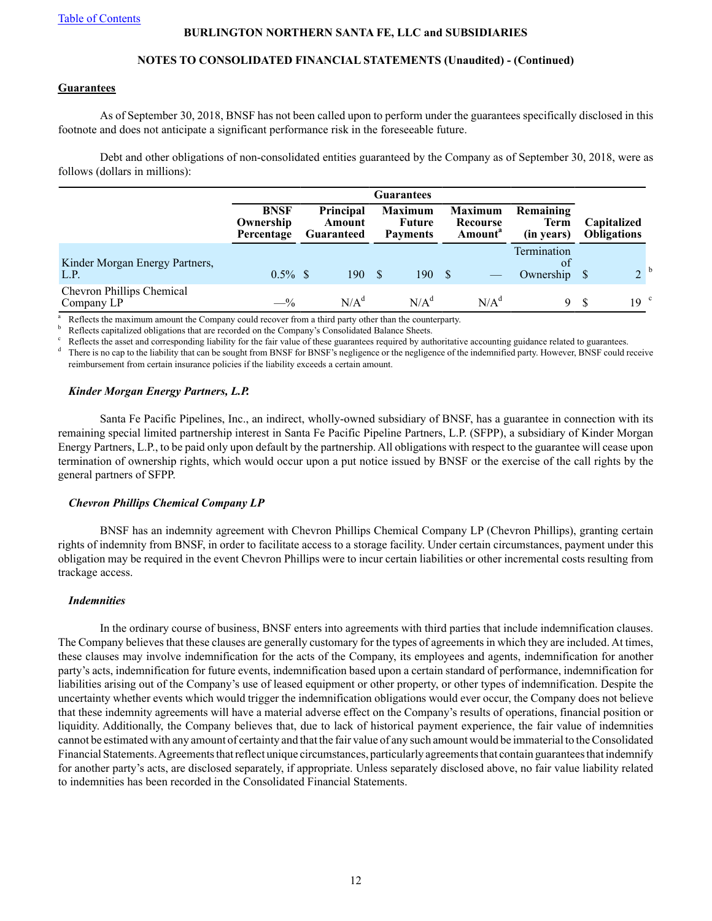**Guarantees**

As of September 30, 2018, BNSF has not been called upon to perform under the guarantees specifically disclosed in this footnote and does not anticipate a significant performance risk in the foreseeable future.

Debt and other obligations of non-consolidated entities guaranteed by the Company as of September 30, 2018, were as follows (dollars in millions):

| | Guarantees | | | | | |
|---|---|---|---|---|---|---|
| | BNSF Ownership Percentage | Principal Amount Guaranteed | Maximum Future Payments | Maximum Recourse Amount[a] | Remaining Term (in years) | Capitalized Obligations |
| Kinder Morgan Energy Partners, L.P. | 0.5% | $ 190 | $ 190 | $ — | Termination of Ownership | $ 2 [b] |
| Chevron Phillips Chemical Company LP | —% | N/A[d] | N/A[d] | N/A[d] | 9 | $ 19 [c] |

[a] Reflects the maximum amount the Company could recover from a third party other than the counterparty.
[b] Reflects capitalized obligations that are recorded on the Company's Consolidated Balance Sheets.
[c] Reflects the asset and corresponding liability for the fair value of these guarantees required by authoritative accounting guidance related to guarantees.
[d] There is no cap to the liability that can be sought from BNSF for BNSF's negligence or the negligence of the indemnified party. However, BNSF could receive reimbursement from certain insurance policies if the liability exceeds a certain amount.

***Kinder Morgan Energy Partners, L.P.***

Santa Fe Pacific Pipelines, Inc., an indirect, wholly-owned subsidiary of BNSF, has a guarantee in connection with its remaining special limited partnership interest in Santa Fe Pacific Pipeline Partners, L.P. (SFPP), a subsidiary of Kinder Morgan Energy Partners, L.P., to be paid only upon default by the partnership. All obligations with respect to the guarantee will cease upon termination of ownership rights, which would occur upon a put notice issued by BNSF or the exercise of the call rights by the general partners of SFPP.

***Chevron Phillips Chemical Company LP***

BNSF has an indemnity agreement with Chevron Phillips Chemical Company LP (Chevron Phillips), granting certain rights of indemnity from BNSF, in order to facilitate access to a storage facility. Under certain circumstances, payment under this obligation may be required in the event Chevron Phillips were to incur certain liabilities or other incremental costs resulting from trackage access.

***Indemnities***

In the ordinary course of business, BNSF enters into agreements with third parties that include indemnification clauses. The Company believes that these clauses are generally customary for the types of agreements in which they are included. At times, these clauses may involve indemnification for the acts of the Company, its employees and agents, indemnification for another party's acts, indemnification for future events, indemnification based upon a certain standard of performance, indemnification for liabilities arising out of the Company's use of leased equipment or other property, or other types of indemnification. Despite the uncertainty whether events which would trigger the indemnification obligations would ever occur, the Company does not believe that these indemnity agreements will have a material adverse effect on the Company's results of operations, financial position or liquidity. Additionally, the Company believes that, due to lack of historical payment experience, the fair value of indemnities cannot be estimated with any amount of certainty and that the fair value of any such amount would be immaterial to the Consolidated Financial Statements. Agreements that reflect unique circumstances, particularly agreements that contain guarantees that indemnify for another party's acts, are disclosed separately, if appropriate. Unless separately disclosed above, no fair value liability related to indemnities has been recorded in the Consolidated Financial Statements.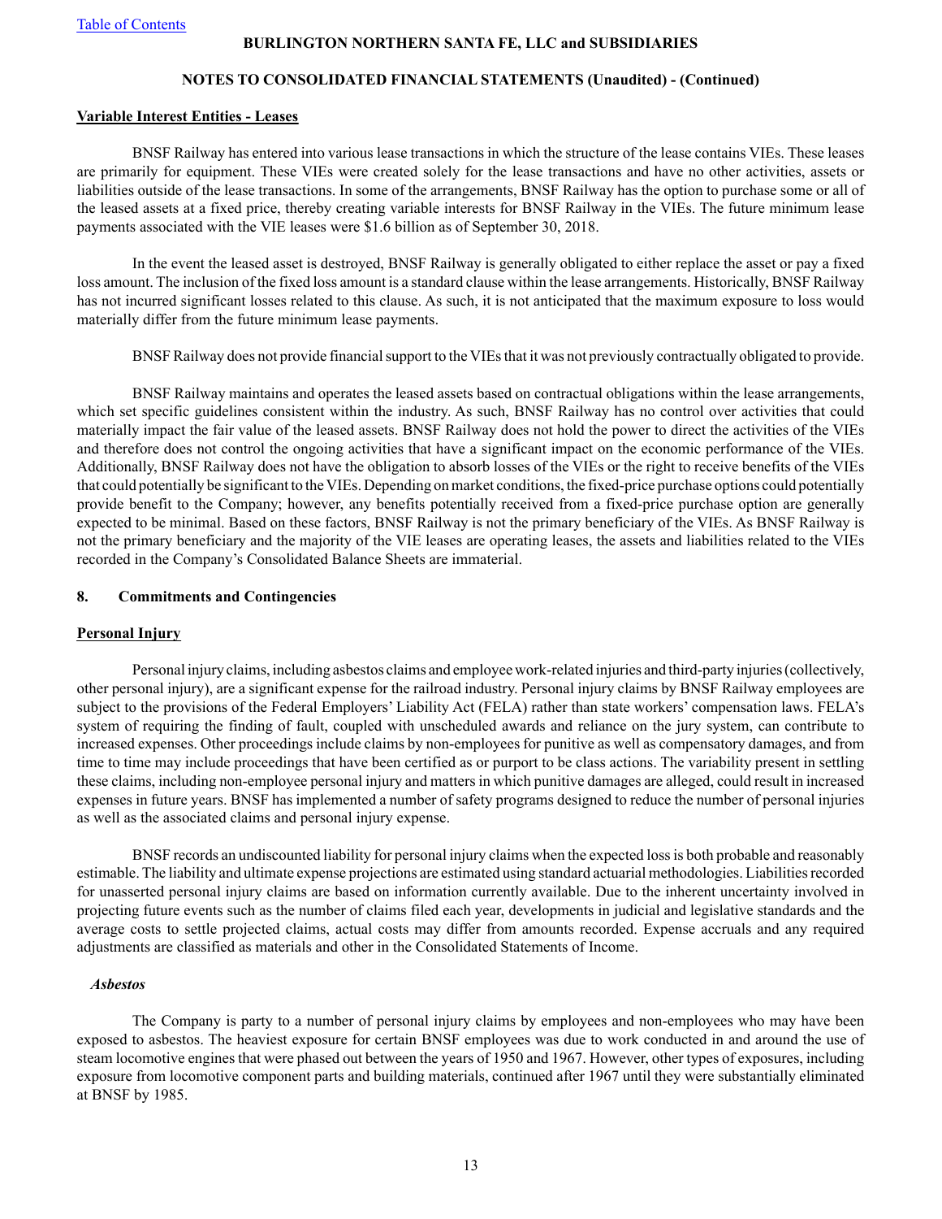BURLINGTON NORTHERN SANTA FE, LLC and SUBSIDIARIES

NOTES TO CONSOLIDATED FINANCIAL STATEMENTS (Unaudited) - (Continued)

**Variable Interest Entities - Leases**

BNSF Railway has entered into various lease transactions in which the structure of the lease contains VIEs. These leases are primarily for equipment. These VIEs were created solely for the lease transactions and have no other activities, assets or liabilities outside of the lease transactions. In some of the arrangements, BNSF Railway has the option to purchase some or all of the leased assets at a fixed price, thereby creating variable interests for BNSF Railway in the VIEs. The future minimum lease payments associated with the VIE leases were $1.6 billion as of September 30, 2018.

In the event the leased asset is destroyed, BNSF Railway is generally obligated to either replace the asset or pay a fixed loss amount. The inclusion of the fixed loss amount is a standard clause within the lease arrangements. Historically, BNSF Railway has not incurred significant losses related to this clause. As such, it is not anticipated that the maximum exposure to loss would materially differ from the future minimum lease payments.

BNSF Railway does not provide financial support to the VIEs that it was not previously contractually obligated to provide.

BNSF Railway maintains and operates the leased assets based on contractual obligations within the lease arrangements, which set specific guidelines consistent within the industry. As such, BNSF Railway has no control over activities that could materially impact the fair value of the leased assets. BNSF Railway does not hold the power to direct the activities of the VIEs and therefore does not control the ongoing activities that have a significant impact on the economic performance of the VIEs. Additionally, BNSF Railway does not have the obligation to absorb losses of the VIEs or the right to receive benefits of the VIEs that could potentially be significant to the VIEs. Depending on market conditions, the fixed-price purchase options could potentially provide benefit to the Company; however, any benefits potentially received from a fixed-price purchase option are generally expected to be minimal. Based on these factors, BNSF Railway is not the primary beneficiary of the VIEs. As BNSF Railway is not the primary beneficiary and the majority of the VIE leases are operating leases, the assets and liabilities related to the VIEs recorded in the Company's Consolidated Balance Sheets are immaterial.

## 8. Commitments and Contingencies

**Personal Injury**

Personal injury claims, including asbestos claims and employee work-related injuries and third-party injuries (collectively, other personal injury), are a significant expense for the railroad industry. Personal injury claims by BNSF Railway employees are subject to the provisions of the Federal Employers' Liability Act (FELA) rather than state workers' compensation laws. FELA's system of requiring the finding of fault, coupled with unscheduled awards and reliance on the jury system, can contribute to increased expenses. Other proceedings include claims by non-employees for punitive as well as compensatory damages, and from time to time may include proceedings that have been certified as or purport to be class actions. The variability present in settling these claims, including non-employee personal injury and matters in which punitive damages are alleged, could result in increased expenses in future years. BNSF has implemented a number of safety programs designed to reduce the number of personal injuries as well as the associated claims and personal injury expense.

BNSF records an undiscounted liability for personal injury claims when the expected loss is both probable and reasonably estimable. The liability and ultimate expense projections are estimated using standard actuarial methodologies. Liabilities recorded for unasserted personal injury claims are based on information currently available. Due to the inherent uncertainty involved in projecting future events such as the number of claims filed each year, developments in judicial and legislative standards and the average costs to settle projected claims, actual costs may differ from amounts recorded. Expense accruals and any required adjustments are classified as materials and other in the Consolidated Statements of Income.

***Asbestos***

The Company is party to a number of personal injury claims by employees and non-employees who may have been exposed to asbestos. The heaviest exposure for certain BNSF employees was due to work conducted in and around the use of steam locomotive engines that were phased out between the years of 1950 and 1967. However, other types of exposures, including exposure from locomotive component parts and building materials, continued after 1967 until they were substantially eliminated at BNSF by 1985.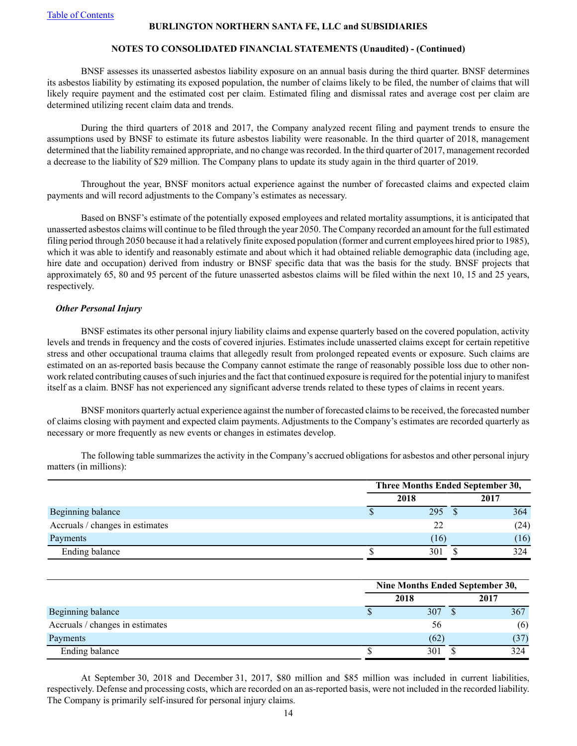BNSF assesses its unasserted asbestos liability exposure on an annual basis during the third quarter. BNSF determines its asbestos liability by estimating its exposed population, the number of claims likely to be filed, the number of claims that will likely require payment and the estimated cost per claim. Estimated filing and dismissal rates and average cost per claim are determined utilizing recent claim data and trends.

During the third quarters of 2018 and 2017, the Company analyzed recent filing and payment trends to ensure the assumptions used by BNSF to estimate its future asbestos liability were reasonable. In the third quarter of 2018, management determined that the liability remained appropriate, and no change was recorded. In the third quarter of 2017, management recorded a decrease to the liability of $29 million. The Company plans to update its study again in the third quarter of 2019.

Throughout the year, BNSF monitors actual experience against the number of forecasted claims and expected claim payments and will record adjustments to the Company's estimates as necessary.

Based on BNSF's estimate of the potentially exposed employees and related mortality assumptions, it is anticipated that unasserted asbestos claims will continue to be filed through the year 2050. The Company recorded an amount for the full estimated filing period through 2050 because it had a relatively finite exposed population (former and current employees hired prior to 1985), which it was able to identify and reasonably estimate and about which it had obtained reliable demographic data (including age, hire date and occupation) derived from industry or BNSF specific data that was the basis for the study. BNSF projects that approximately 65, 80 and 95 percent of the future unasserted asbestos claims will be filed within the next 10, 15 and 25 years, respectively.

***Other Personal Injury***

BNSF estimates its other personal injury liability claims and expense quarterly based on the covered population, activity levels and trends in frequency and the costs of covered injuries. Estimates include unasserted claims except for certain repetitive stress and other occupational trauma claims that allegedly result from prolonged repeated events or exposure. Such claims are estimated on an as-reported basis because the Company cannot estimate the range of reasonably possible loss due to other non-work related contributing causes of such injuries and the fact that continued exposure is required for the potential injury to manifest itself as a claim. BNSF has not experienced any significant adverse trends related to these types of claims in recent years.

BNSF monitors quarterly actual experience against the number of forecasted claims to be received, the forecasted number of claims closing with payment and expected claim payments. Adjustments to the Company's estimates are recorded quarterly as necessary or more frequently as new events or changes in estimates develop.

The following table summarizes the activity in the Company's accrued obligations for asbestos and other personal injury matters (in millions):

| | Three Months Ended September 30, | |
|---|---|---|
| | 2018 | 2017 |
| Beginning balance | $ 295 | $ 364 |
| Accruals / changes in estimates | 22 | (24) |
| Payments | (16) | (16) |
| Ending balance | $ 301 | $ 324 |

| | Nine Months Ended September 30, | |
|---|---|---|
| | 2018 | 2017 |
| Beginning balance | $ 307 | $ 367 |
| Accruals / changes in estimates | 56 | (6) |
| Payments | (62) | (37) |
| Ending balance | $ 301 | $ 324 |

At September 30, 2018 and December 31, 2017, $80 million and $85 million was included in current liabilities, respectively. Defense and processing costs, which are recorded on an as-reported basis, were not included in the recorded liability. The Company is primarily self-insured for personal injury claims.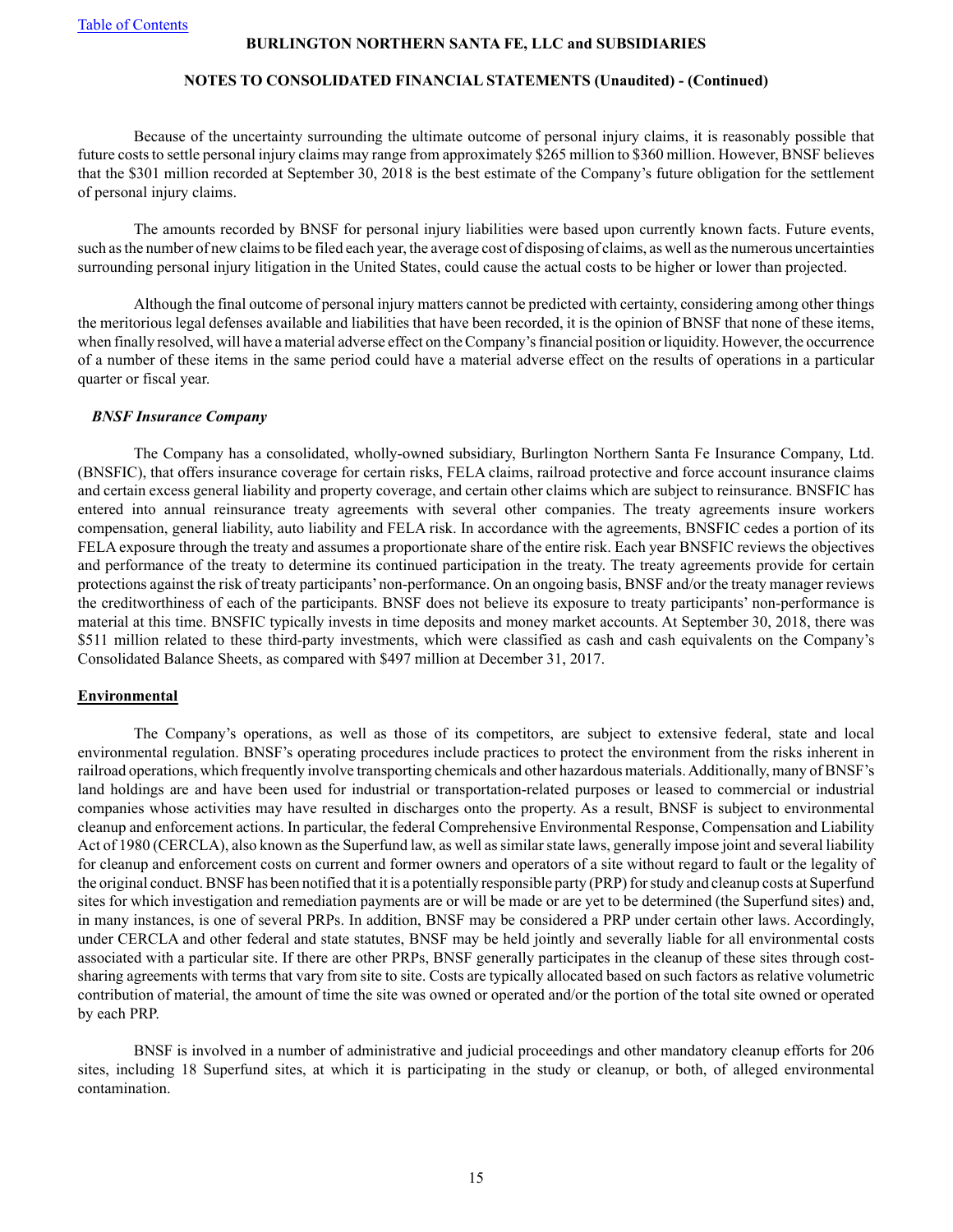Because of the uncertainty surrounding the ultimate outcome of personal injury claims, it is reasonably possible that future costs to settle personal injury claims may range from approximately $265 million to $360 million. However, BNSF believes that the $301 million recorded at September 30, 2018 is the best estimate of the Company's future obligation for the settlement of personal injury claims.

The amounts recorded by BNSF for personal injury liabilities were based upon currently known facts. Future events, such as the number of new claims to be filed each year, the average cost of disposing of claims, as well as the numerous uncertainties surrounding personal injury litigation in the United States, could cause the actual costs to be higher or lower than projected.

Although the final outcome of personal injury matters cannot be predicted with certainty, considering among other things the meritorious legal defenses available and liabilities that have been recorded, it is the opinion of BNSF that none of these items, when finally resolved, will have a material adverse effect on the Company's financial position or liquidity. However, the occurrence of a number of these items in the same period could have a material adverse effect on the results of operations in a particular quarter or fiscal year.

***BNSF Insurance Company***

The Company has a consolidated, wholly-owned subsidiary, Burlington Northern Santa Fe Insurance Company, Ltd. (BNSFIC), that offers insurance coverage for certain risks, FELA claims, railroad protective and force account insurance claims and certain excess general liability and property coverage, and certain other claims which are subject to reinsurance. BNSFIC has entered into annual reinsurance treaty agreements with several other companies. The treaty agreements insure workers compensation, general liability, auto liability and FELA risk. In accordance with the agreements, BNSFIC cedes a portion of its FELA exposure through the treaty and assumes a proportionate share of the entire risk. Each year BNSFIC reviews the objectives and performance of the treaty to determine its continued participation in the treaty. The treaty agreements provide for certain protections against the risk of treaty participants' non-performance. On an ongoing basis, BNSF and/or the treaty manager reviews the creditworthiness of each of the participants. BNSF does not believe its exposure to treaty participants' non-performance is material at this time. BNSFIC typically invests in time deposits and money market accounts. At September 30, 2018, there was $511 million related to these third-party investments, which were classified as cash and cash equivalents on the Company's Consolidated Balance Sheets, as compared with $497 million at December 31, 2017.

**Environmental**

The Company's operations, as well as those of its competitors, are subject to extensive federal, state and local environmental regulation. BNSF's operating procedures include practices to protect the environment from the risks inherent in railroad operations, which frequently involve transporting chemicals and other hazardous materials. Additionally, many of BNSF's land holdings are and have been used for industrial or transportation-related purposes or leased to commercial or industrial companies whose activities may have resulted in discharges onto the property. As a result, BNSF is subject to environmental cleanup and enforcement actions. In particular, the federal Comprehensive Environmental Response, Compensation and Liability Act of 1980 (CERCLA), also known as the Superfund law, as well as similar state laws, generally impose joint and several liability for cleanup and enforcement costs on current and former owners and operators of a site without regard to fault or the legality of the original conduct. BNSF has been notified that it is a potentially responsible party (PRP) for study and cleanup costs at Superfund sites for which investigation and remediation payments are or will be made or are yet to be determined (the Superfund sites) and, in many instances, is one of several PRPs. In addition, BNSF may be considered a PRP under certain other laws. Accordingly, under CERCLA and other federal and state statutes, BNSF may be held jointly and severally liable for all environmental costs associated with a particular site. If there are other PRPs, BNSF generally participates in the cleanup of these sites through cost-sharing agreements with terms that vary from site to site. Costs are typically allocated based on such factors as relative volumetric contribution of material, the amount of time the site was owned or operated and/or the portion of the total site owned or operated by each PRP.

BNSF is involved in a number of administrative and judicial proceedings and other mandatory cleanup efforts for 206 sites, including 18 Superfund sites, at which it is participating in the study or cleanup, or both, of alleged environmental contamination.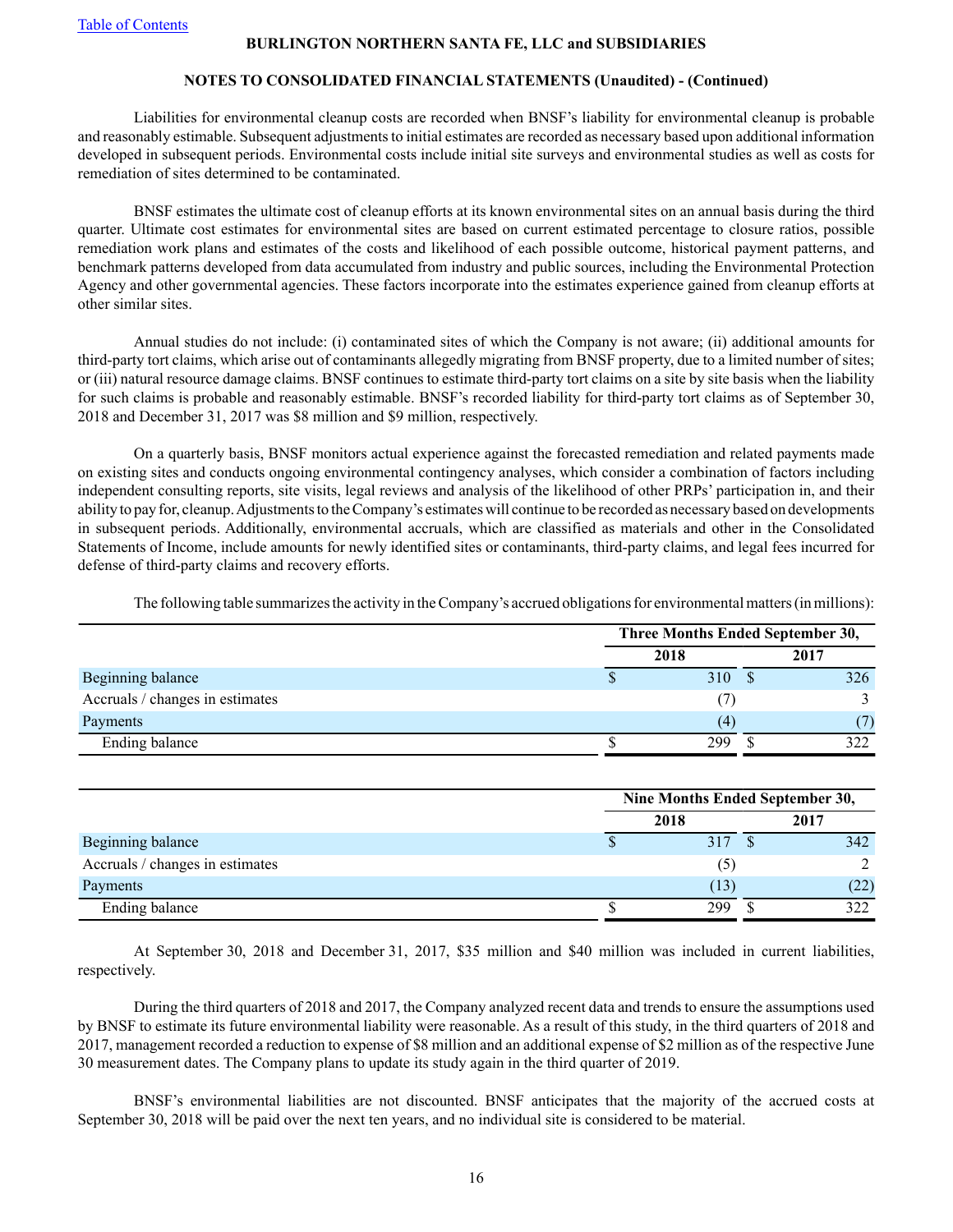**BURLINGTON NORTHERN SANTA FE, LLC and SUBSIDIARIES**

**NOTES TO CONSOLIDATED FINANCIAL STATEMENTS (Unaudited) - (Continued)**

Liabilities for environmental cleanup costs are recorded when BNSF's liability for environmental cleanup is probable and reasonably estimable. Subsequent adjustments to initial estimates are recorded as necessary based upon additional information developed in subsequent periods. Environmental costs include initial site surveys and environmental studies as well as costs for remediation of sites determined to be contaminated.

BNSF estimates the ultimate cost of cleanup efforts at its known environmental sites on an annual basis during the third quarter. Ultimate cost estimates for environmental sites are based on current estimated percentage to closure ratios, possible remediation work plans and estimates of the costs and likelihood of each possible outcome, historical payment patterns, and benchmark patterns developed from data accumulated from industry and public sources, including the Environmental Protection Agency and other governmental agencies. These factors incorporate into the estimates experience gained from cleanup efforts at other similar sites.

Annual studies do not include: (i) contaminated sites of which the Company is not aware; (ii) additional amounts for third-party tort claims, which arise out of contaminants allegedly migrating from BNSF property, due to a limited number of sites; or (iii) natural resource damage claims. BNSF continues to estimate third-party tort claims on a site by site basis when the liability for such claims is probable and reasonably estimable. BNSF's recorded liability for third-party tort claims as of September 30, 2018 and December 31, 2017 was $8 million and $9 million, respectively.

On a quarterly basis, BNSF monitors actual experience against the forecasted remediation and related payments made on existing sites and conducts ongoing environmental contingency analyses, which consider a combination of factors including independent consulting reports, site visits, legal reviews and analysis of the likelihood of other PRPs' participation in, and their ability to pay for, cleanup. Adjustments to the Company's estimates will continue to be recorded as necessary based on developments in subsequent periods. Additionally, environmental accruals, which are classified as materials and other in the Consolidated Statements of Income, include amounts for newly identified sites or contaminants, third-party claims, and legal fees incurred for defense of third-party claims and recovery efforts.

The following table summarizes the activity in the Company's accrued obligations for environmental matters (in millions):

| | Three Months Ended September 30, | |
|---|---|---|
| | 2018 | 2017 |
| Beginning balance | $ 310 | $ 326 |
| Accruals / changes in estimates | (7) | 3 |
| Payments | (4) | (7) |
| Ending balance | $ 299 | $ 322 |

| | Nine Months Ended September 30, | |
|---|---|---|
| | 2018 | 2017 |
| Beginning balance | $ 317 | $ 342 |
| Accruals / changes in estimates | (5) | 2 |
| Payments | (13) | (22) |
| Ending balance | $ 299 | $ 322 |

At September 30, 2018 and December 31, 2017, $35 million and $40 million was included in current liabilities, respectively.

During the third quarters of 2018 and 2017, the Company analyzed recent data and trends to ensure the assumptions used by BNSF to estimate its future environmental liability were reasonable. As a result of this study, in the third quarters of 2018 and 2017, management recorded a reduction to expense of $8 million and an additional expense of $2 million as of the respective June 30 measurement dates. The Company plans to update its study again in the third quarter of 2019.

BNSF's environmental liabilities are not discounted. BNSF anticipates that the majority of the accrued costs at September 30, 2018 will be paid over the next ten years, and no individual site is considered to be material.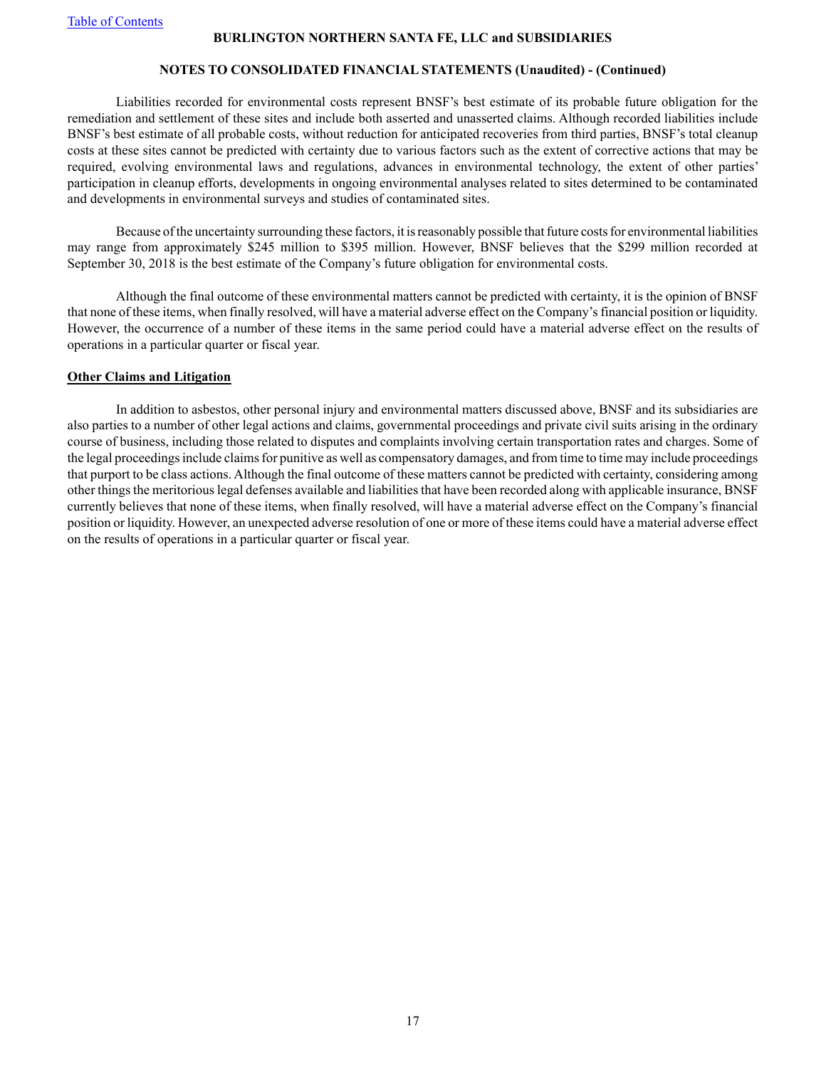Liabilities recorded for environmental costs represent BNSF's best estimate of its probable future obligation for the remediation and settlement of these sites and include both asserted and unasserted claims. Although recorded liabilities include BNSF's best estimate of all probable costs, without reduction for anticipated recoveries from third parties, BNSF's total cleanup costs at these sites cannot be predicted with certainty due to various factors such as the extent of corrective actions that may be required, evolving environmental laws and regulations, advances in environmental technology, the extent of other parties' participation in cleanup efforts, developments in ongoing environmental analyses related to sites determined to be contaminated and developments in environmental surveys and studies of contaminated sites.

Because of the uncertainty surrounding these factors, it is reasonably possible that future costs for environmental liabilities may range from approximately $245 million to $395 million. However, BNSF believes that the $299 million recorded at September 30, 2018 is the best estimate of the Company's future obligation for environmental costs.

Although the final outcome of these environmental matters cannot be predicted with certainty, it is the opinion of BNSF that none of these items, when finally resolved, will have a material adverse effect on the Company's financial position or liquidity. However, the occurrence of a number of these items in the same period could have a material adverse effect on the results of operations in a particular quarter or fiscal year.

**Other Claims and Litigation**

In addition to asbestos, other personal injury and environmental matters discussed above, BNSF and its subsidiaries are also parties to a number of other legal actions and claims, governmental proceedings and private civil suits arising in the ordinary course of business, including those related to disputes and complaints involving certain transportation rates and charges. Some of the legal proceedings include claims for punitive as well as compensatory damages, and from time to time may include proceedings that purport to be class actions. Although the final outcome of these matters cannot be predicted with certainty, considering among other things the meritorious legal defenses available and liabilities that have been recorded along with applicable insurance, BNSF currently believes that none of these items, when finally resolved, will have a material adverse effect on the Company's financial position or liquidity. However, an unexpected adverse resolution of one or more of these items could have a material adverse effect on the results of operations in a particular quarter or fiscal year.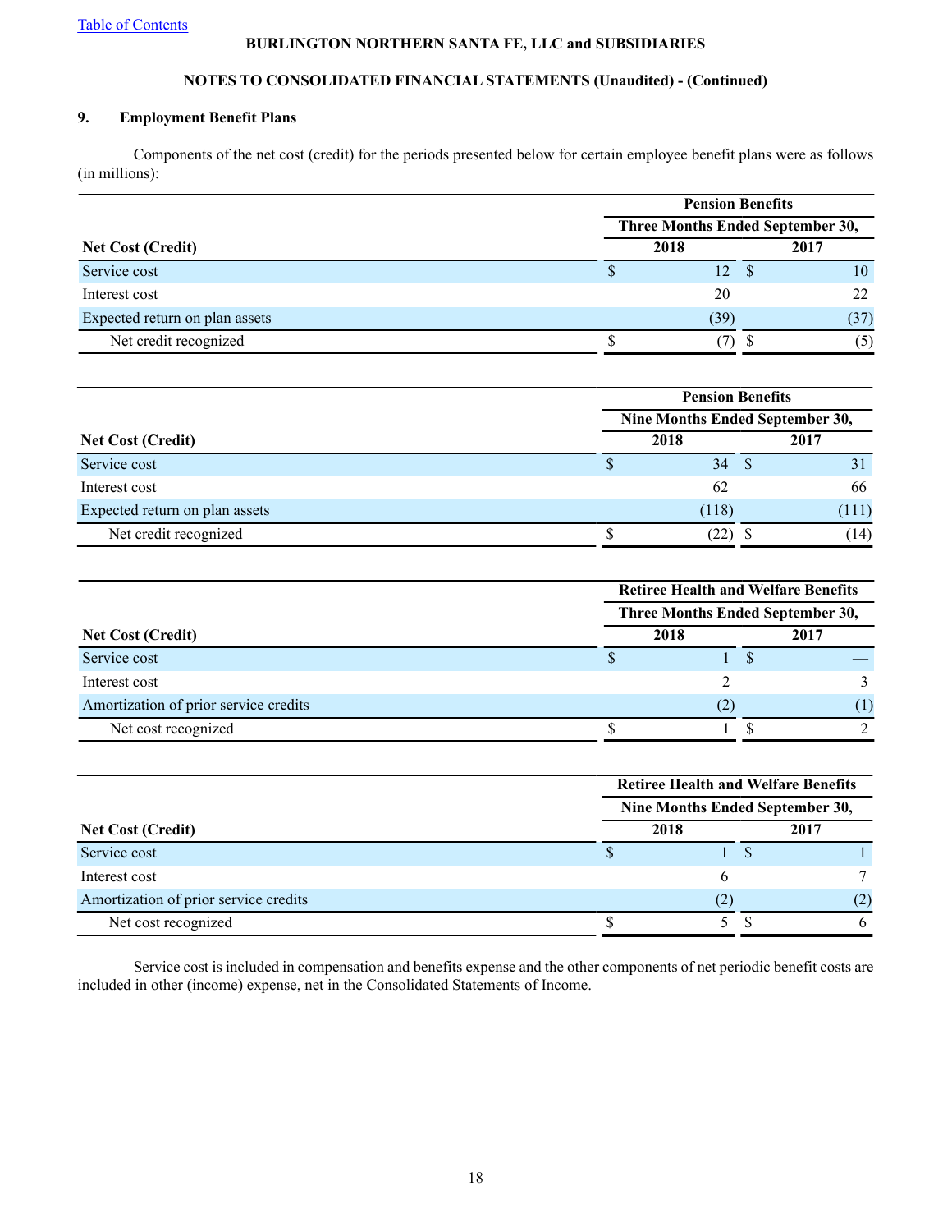[Table of Contents](#)

**BURLINGTON NORTHERN SANTA FE, LLC and SUBSIDIARIES**

**NOTES TO CONSOLIDATED FINANCIAL STATEMENTS (Unaudited) - (Continued)**

## 9. Employment Benefit Plans

Components of the net cost (credit) for the periods presented below for certain employee benefit plans were as follows (in millions):

| | Pension Benefits | |
|---|---|---|
| | Three Months Ended September 30, | |
| **Net Cost (Credit)** | **2018** | **2017** |
| Service cost | $ 12 | $ 10 |
| Interest cost | 20 | 22 |
| Expected return on plan assets | (39) | (37) |
| Net credit recognized | $ (7) | $ (5) |

| | Pension Benefits | |
|---|---|---|
| | Nine Months Ended September 30, | |
| **Net Cost (Credit)** | **2018** | **2017** |
| Service cost | $ 34 | $ 31 |
| Interest cost | 62 | 66 |
| Expected return on plan assets | (118) | (111) |
| Net credit recognized | $ (22) | $ (14) |

| | Retiree Health and Welfare Benefits | |
|---|---|---|
| | Three Months Ended September 30, | |
| **Net Cost (Credit)** | **2018** | **2017** |
| Service cost | $ 1 | $ — |
| Interest cost | 2 | 3 |
| Amortization of prior service credits | (2) | (1) |
| Net cost recognized | $ 1 | $ 2 |

| | Retiree Health and Welfare Benefits | |
|---|---|---|
| | Nine Months Ended September 30, | |
| **Net Cost (Credit)** | **2018** | **2017** |
| Service cost | $ 1 | $ 1 |
| Interest cost | 6 | 7 |
| Amortization of prior service credits | (2) | (2) |
| Net cost recognized | $ 5 | $ 6 |

Service cost is included in compensation and benefits expense and the other components of net periodic benefit costs are included in other (income) expense, net in the Consolidated Statements of Income.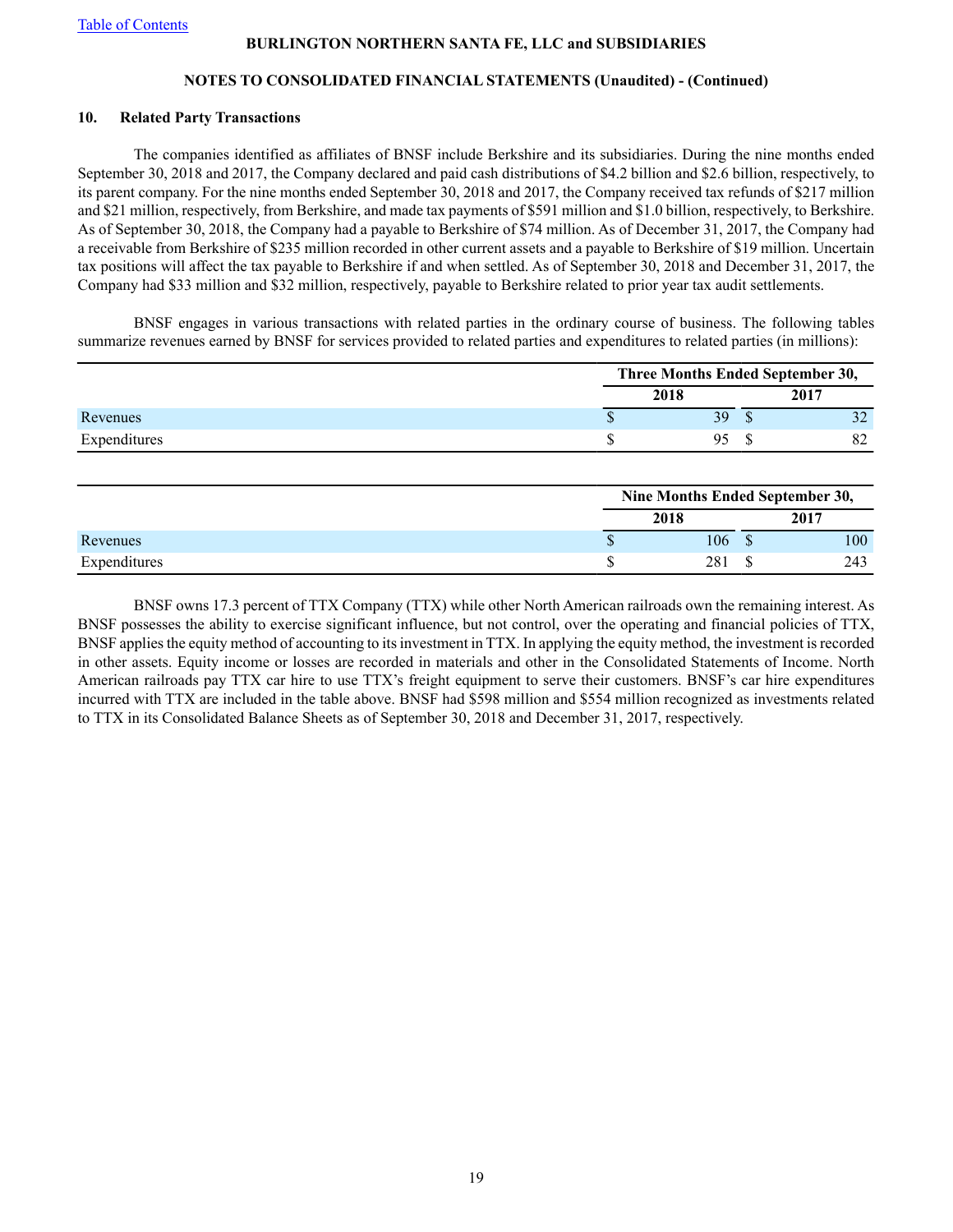**BURLINGTON NORTHERN SANTA FE, LLC and SUBSIDIARIES**

**NOTES TO CONSOLIDATED FINANCIAL STATEMENTS (Unaudited) - (Continued)**

## 10. Related Party Transactions

The companies identified as affiliates of BNSF include Berkshire and its subsidiaries. During the nine months ended September 30, 2018 and 2017, the Company declared and paid cash distributions of $4.2 billion and $2.6 billion, respectively, to its parent company. For the nine months ended September 30, 2018 and 2017, the Company received tax refunds of $217 million and $21 million, respectively, from Berkshire, and made tax payments of $591 million and $1.0 billion, respectively, to Berkshire. As of September 30, 2018, the Company had a payable to Berkshire of $74 million. As of December 31, 2017, the Company had a receivable from Berkshire of $235 million recorded in other current assets and a payable to Berkshire of $19 million. Uncertain tax positions will affect the tax payable to Berkshire if and when settled. As of September 30, 2018 and December 31, 2017, the Company had $33 million and $32 million, respectively, payable to Berkshire related to prior year tax audit settlements.

BNSF engages in various transactions with related parties in the ordinary course of business. The following tables summarize revenues earned by BNSF for services provided to related parties and expenditures to related parties (in millions):

| | Three Months Ended September 30, | |
|---|---|---|
| | 2018 | 2017 |
| Revenues | $ 39 | $ 32 |
| Expenditures | $ 95 | $ 82 |

| | Nine Months Ended September 30, | |
|---|---|---|
| | 2018 | 2017 |
| Revenues | $ 106 | $ 100 |
| Expenditures | $ 281 | $ 243 |

BNSF owns 17.3 percent of TTX Company (TTX) while other North American railroads own the remaining interest. As BNSF possesses the ability to exercise significant influence, but not control, over the operating and financial policies of TTX, BNSF applies the equity method of accounting to its investment in TTX. In applying the equity method, the investment is recorded in other assets. Equity income or losses are recorded in materials and other in the Consolidated Statements of Income. North American railroads pay TTX car hire to use TTX's freight equipment to serve their customers. BNSF's car hire expenditures incurred with TTX are included in the table above. BNSF had $598 million and $554 million recognized as investments related to TTX in its Consolidated Balance Sheets as of September 30, 2018 and December 31, 2017, respectively.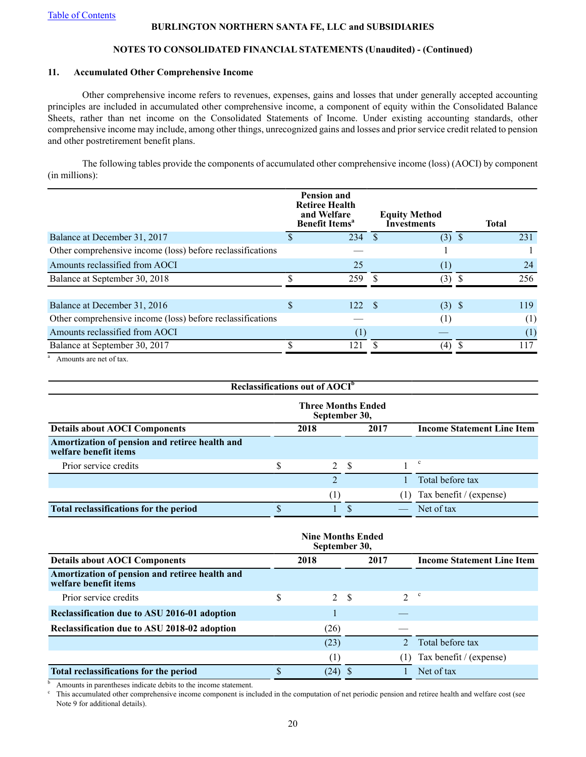[Table of Contents]

BURLINGTON NORTHERN SANTA FE, LLC and SUBSIDIARIES

NOTES TO CONSOLIDATED FINANCIAL STATEMENTS (Unaudited) - (Continued)

## 11. Accumulated Other Comprehensive Income

Other comprehensive income refers to revenues, expenses, gains and losses that under generally accepted accounting principles are included in accumulated other comprehensive income, a component of equity within the Consolidated Balance Sheets, rather than net income on the Consolidated Statements of Income. Under existing accounting standards, other comprehensive income may include, among other things, unrecognized gains and losses and prior service credit related to pension and other postretirement benefit plans.

The following tables provide the components of accumulated other comprehensive income (loss) (AOCI) by component (in millions):

| | Pension and Retiree Health and Welfare Benefit Items[a] | Equity Method Investments | Total |
|---|---|---|---|
| Balance at December 31, 2017 | $ 234 | $ (3) | $ 231 |
| Other comprehensive income (loss) before reclassifications | — | 1 | 1 |
| Amounts reclassified from AOCI | 25 | (1) | 24 |
| Balance at September 30, 2018 | $ 259 | $ (3) | $ 256 |
| | | | |
| Balance at December 31, 2016 | $ 122 | $ (3) | $ 119 |
| Other comprehensive income (loss) before reclassifications | — | (1) | (1) |
| Amounts reclassified from AOCI | (1) | — | (1) |
| Balance at September 30, 2017 | $ 121 | $ (4) | $ 117 |

[a] Amounts are net of tax.

**Reclassifications out of AOCI[b]**

| | Three Months Ended September 30, | | |
|---|---|---|---|
| **Details about AOCI Components** | **2018** | **2017** | **Income Statement Line Item** |
| **Amortization of pension and retiree health and welfare benefit items** | | | |
| Prior service credits | $ 2 | $ 1 | [c] |
| | 2 | 1 | Total before tax |
| | (1) | (1) | Tax benefit / (expense) |
| **Total reclassifications for the period** | $ 1 | $ — | Net of tax |

| | Nine Months Ended September 30, | | |
|---|---|---|---|
| **Details about AOCI Components** | **2018** | **2017** | **Income Statement Line Item** |
| **Amortization of pension and retiree health and welfare benefit items** | | | |
| Prior service credits | $ 2 | $ 2 | [c] |
| **Reclassification due to ASU 2016-01 adoption** | 1 | — | |
| **Reclassification due to ASU 2018-02 adoption** | (26) | — | |
| | (23) | 2 | Total before tax |
| | (1) | (1) | Tax benefit / (expense) |
| **Total reclassifications for the period** | $ (24) | $ 1 | Net of tax |

[b] Amounts in parentheses indicate debits to the income statement.

[c] This accumulated other comprehensive income component is included in the computation of net periodic pension and retiree health and welfare cost (see Note 9 for additional details).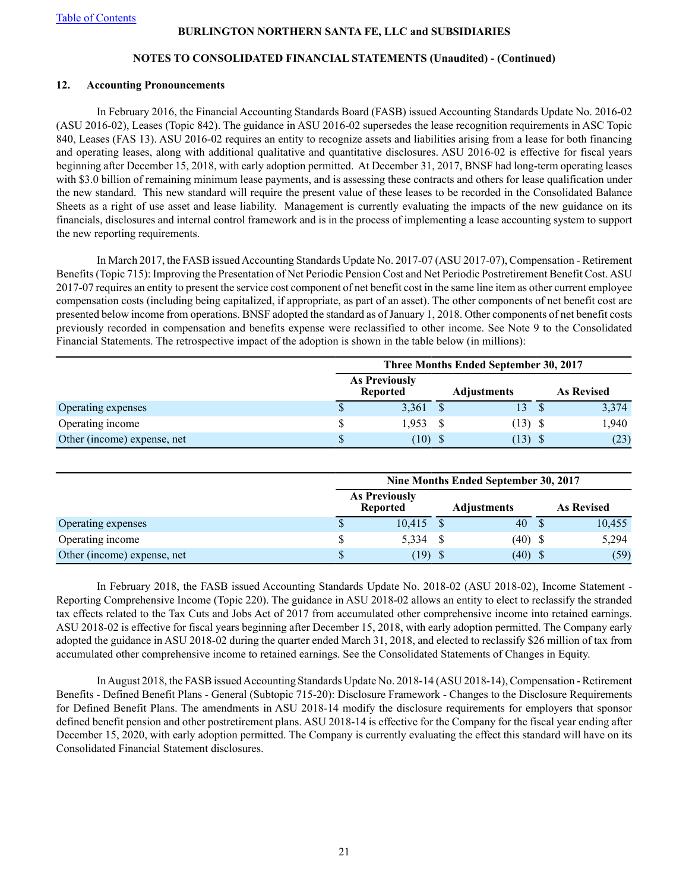## 12. Accounting Pronouncements

In February 2016, the Financial Accounting Standards Board (FASB) issued Accounting Standards Update No. 2016-02 (ASU 2016-02), Leases (Topic 842). The guidance in ASU 2016-02 supersedes the lease recognition requirements in ASC Topic 840, Leases (FAS 13). ASU 2016-02 requires an entity to recognize assets and liabilities arising from a lease for both financing and operating leases, along with additional qualitative and quantitative disclosures. ASU 2016-02 is effective for fiscal years beginning after December 15, 2018, with early adoption permitted. At December 31, 2017, BNSF had long-term operating leases with $3.0 billion of remaining minimum lease payments, and is assessing these contracts and others for lease qualification under the new standard. This new standard will require the present value of these leases to be recorded in the Consolidated Balance Sheets as a right of use asset and lease liability. Management is currently evaluating the impacts of the new guidance on its financials, disclosures and internal control framework and is in the process of implementing a lease accounting system to support the new reporting requirements.

In March 2017, the FASB issued Accounting Standards Update No. 2017-07 (ASU 2017-07), Compensation - Retirement Benefits (Topic 715): Improving the Presentation of Net Periodic Pension Cost and Net Periodic Postretirement Benefit Cost. ASU 2017-07 requires an entity to present the service cost component of net benefit cost in the same line item as other current employee compensation costs (including being capitalized, if appropriate, as part of an asset). The other components of net benefit cost are presented below income from operations. BNSF adopted the standard as of January 1, 2018. Other components of net benefit costs previously recorded in compensation and benefits expense were reclassified to other income. See Note 9 to the Consolidated Financial Statements. The retrospective impact of the adoption is shown in the table below (in millions):

| | Three Months Ended September 30, 2017 | | |
|---|---|---|---|
| | As Previously Reported | Adjustments | As Revised |
| Operating expenses | $ 3,361 | $ 13 | $ 3,374 |
| Operating income | $ 1,953 | $ (13) | $ 1,940 |
| Other (income) expense, net | $ (10) | $ (13) | $ (23) |

| | Nine Months Ended September 30, 2017 | | |
|---|---|---|---|
| | As Previously Reported | Adjustments | As Revised |
| Operating expenses | $ 10,415 | $ 40 | $ 10,455 |
| Operating income | $ 5,334 | $ (40) | $ 5,294 |
| Other (income) expense, net | $ (19) | $ (40) | $ (59) |

In February 2018, the FASB issued Accounting Standards Update No. 2018-02 (ASU 2018-02), Income Statement - Reporting Comprehensive Income (Topic 220). The guidance in ASU 2018-02 allows an entity to elect to reclassify the stranded tax effects related to the Tax Cuts and Jobs Act of 2017 from accumulated other comprehensive income into retained earnings. ASU 2018-02 is effective for fiscal years beginning after December 15, 2018, with early adoption permitted. The Company early adopted the guidance in ASU 2018-02 during the quarter ended March 31, 2018, and elected to reclassify $26 million of tax from accumulated other comprehensive income to retained earnings. See the Consolidated Statements of Changes in Equity.

In August 2018, the FASB issued Accounting Standards Update No. 2018-14 (ASU 2018-14), Compensation - Retirement Benefits - Defined Benefit Plans - General (Subtopic 715-20): Disclosure Framework - Changes to the Disclosure Requirements for Defined Benefit Plans. The amendments in ASU 2018-14 modify the disclosure requirements for employers that sponsor defined benefit pension and other postretirement plans. ASU 2018-14 is effective for the Company for the fiscal year ending after December 15, 2020, with early adoption permitted. The Company is currently evaluating the effect this standard will have on its Consolidated Financial Statement disclosures.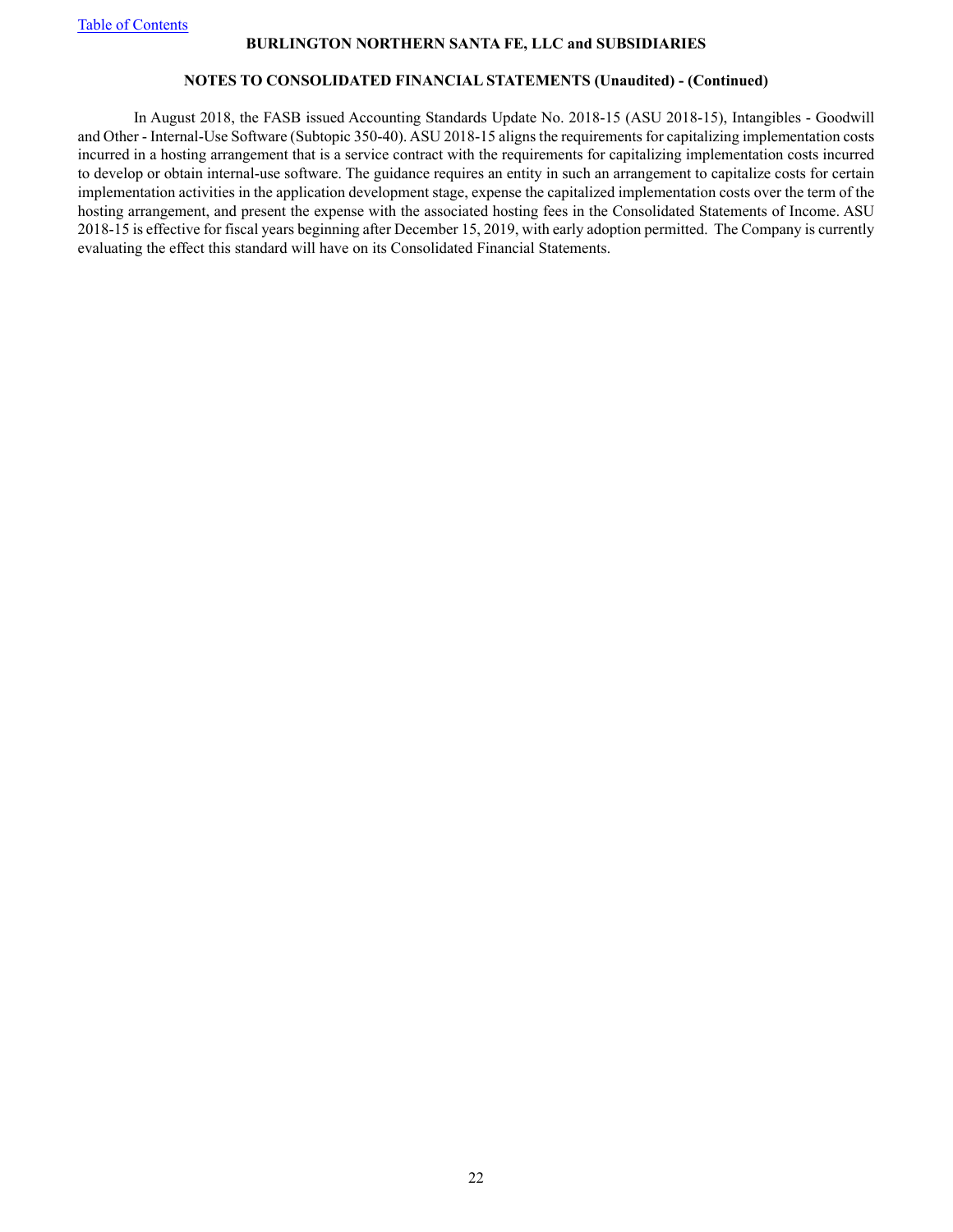In August 2018, the FASB issued Accounting Standards Update No. 2018-15 (ASU 2018-15), Intangibles - Goodwill and Other - Internal-Use Software (Subtopic 350-40). ASU 2018-15 aligns the requirements for capitalizing implementation costs incurred in a hosting arrangement that is a service contract with the requirements for capitalizing implementation costs incurred to develop or obtain internal-use software. The guidance requires an entity in such an arrangement to capitalize costs for certain implementation activities in the application development stage, expense the capitalized implementation costs over the term of the hosting arrangement, and present the expense with the associated hosting fees in the Consolidated Statements of Income. ASU 2018-15 is effective for fiscal years beginning after December 15, 2019, with early adoption permitted. The Company is currently evaluating the effect this standard will have on its Consolidated Financial Statements.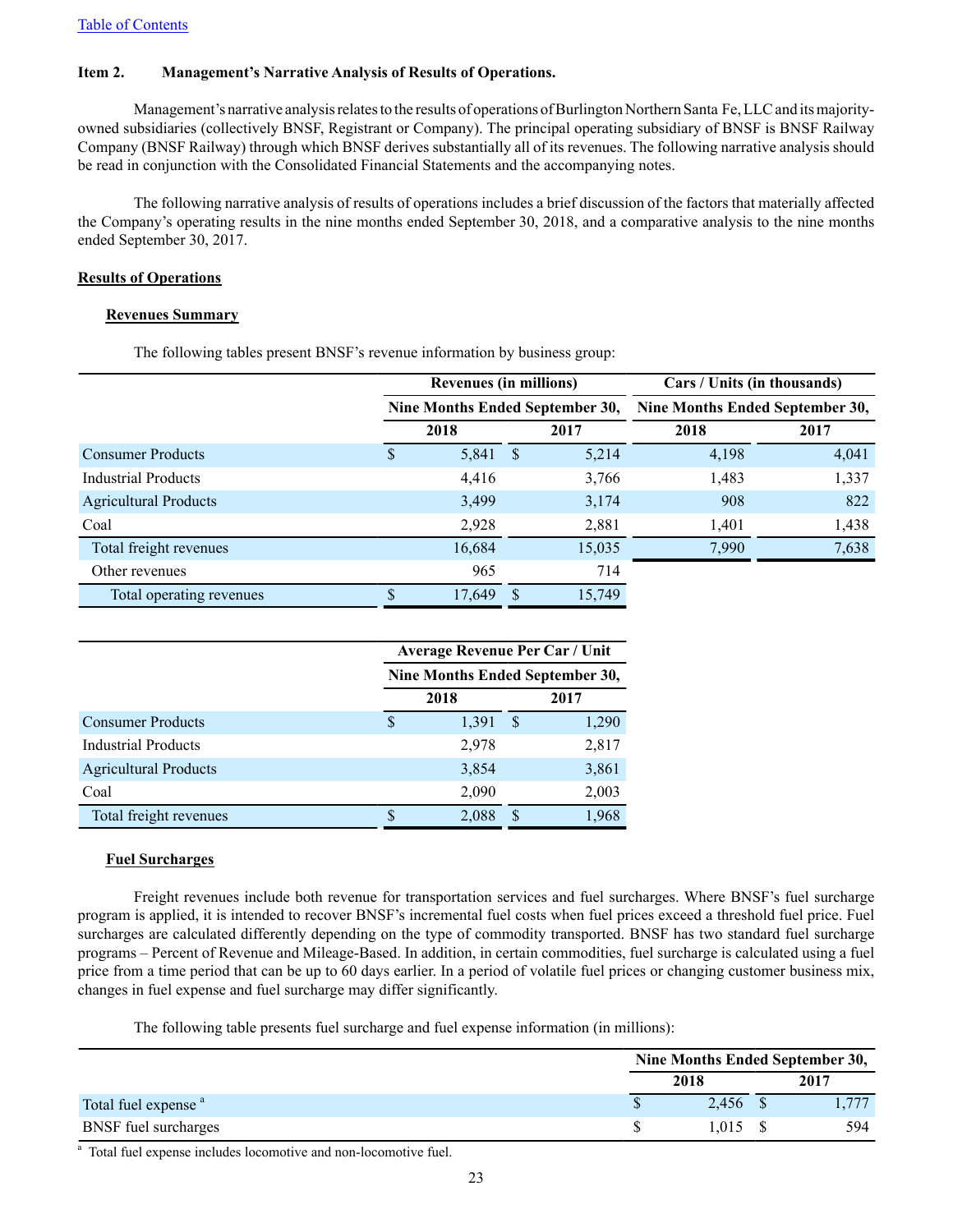[Table of Contents]

## Item 2. Management's Narrative Analysis of Results of Operations.

Management's narrative analysis relates to the results of operations of Burlington Northern Santa Fe, LLC and its majority-owned subsidiaries (collectively BNSF, Registrant or Company). The principal operating subsidiary of BNSF is BNSF Railway Company (BNSF Railway) through which BNSF derives substantially all of its revenues. The following narrative analysis should be read in conjunction with the Consolidated Financial Statements and the accompanying notes.

The following narrative analysis of results of operations includes a brief discussion of the factors that materially affected the Company's operating results in the nine months ended September 30, 2018, and a comparative analysis to the nine months ended September 30, 2017.

### Results of Operations

#### Revenues Summary

The following tables present BNSF's revenue information by business group:

| | Revenues (in millions) | | Cars / Units (in thousands) | |
|---|---|---|---|---|
| | Nine Months Ended September 30, | | Nine Months Ended September 30, | |
| | 2018 | 2017 | 2018 | 2017 |
| Consumer Products | $ 5,841 | $ 5,214 | 4,198 | 4,041 |
| Industrial Products | 4,416 | 3,766 | 1,483 | 1,337 |
| Agricultural Products | 3,499 | 3,174 | 908 | 822 |
| Coal | 2,928 | 2,881 | 1,401 | 1,438 |
| Total freight revenues | 16,684 | 15,035 | 7,990 | 7,638 |
| Other revenues | 965 | 714 | | |
| Total operating revenues | $ 17,649 | $ 15,749 | | |

| | Average Revenue Per Car / Unit | |
|---|---|---|
| | Nine Months Ended September 30, | |
| | 2018 | 2017 |
| Consumer Products | $ 1,391 | $ 1,290 |
| Industrial Products | 2,978 | 2,817 |
| Agricultural Products | 3,854 | 3,861 |
| Coal | 2,090 | 2,003 |
| Total freight revenues | $ 2,088 | $ 1,968 |

#### Fuel Surcharges

Freight revenues include both revenue for transportation services and fuel surcharges. Where BNSF's fuel surcharge program is applied, it is intended to recover BNSF's incremental fuel costs when fuel prices exceed a threshold fuel price. Fuel surcharges are calculated differently depending on the type of commodity transported. BNSF has two standard fuel surcharge programs – Percent of Revenue and Mileage-Based. In addition, in certain commodities, fuel surcharge is calculated using a fuel price from a time period that can be up to 60 days earlier. In a period of volatile fuel prices or changing customer business mix, changes in fuel expense and fuel surcharge may differ significantly.

The following table presents fuel surcharge and fuel expense information (in millions):

| | Nine Months Ended September 30, | |
|---|---|---|
| | 2018 | 2017 |
| Total fuel expense [a] | $ 2,456 | $ 1,777 |
| BNSF fuel surcharges | $ 1,015 | $ 594 |

[a] Total fuel expense includes locomotive and non-locomotive fuel.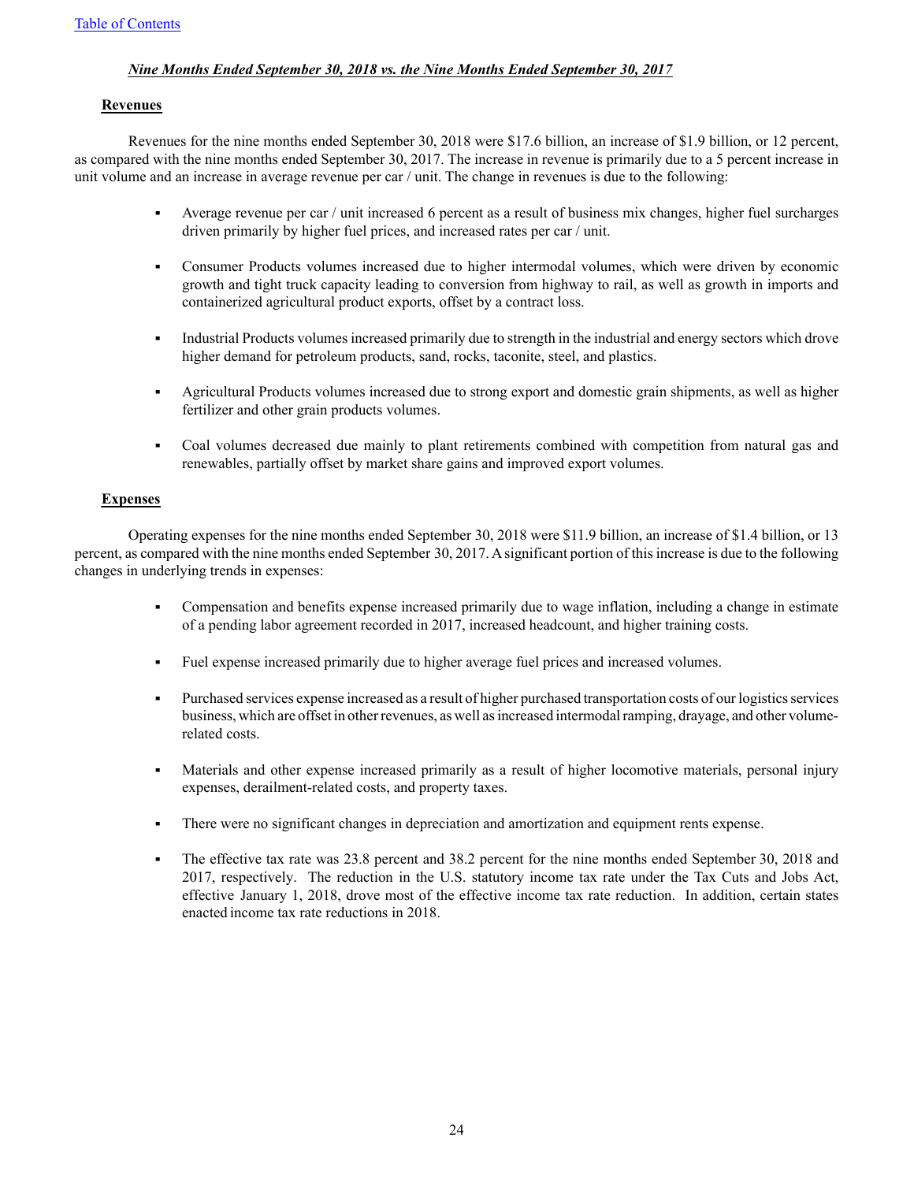***Nine Months Ended September 30, 2018 vs. the Nine Months Ended September 30, 2017***

**Revenues**

Revenues for the nine months ended September 30, 2018 were $17.6 billion, an increase of $1.9 billion, or 12 percent, as compared with the nine months ended September 30, 2017. The increase in revenue is primarily due to a 5 percent increase in unit volume and an increase in average revenue per car / unit. The change in revenues is due to the following:

- Average revenue per car / unit increased 6 percent as a result of business mix changes, higher fuel surcharges driven primarily by higher fuel prices, and increased rates per car / unit.
- Consumer Products volumes increased due to higher intermodal volumes, which were driven by economic growth and tight truck capacity leading to conversion from highway to rail, as well as growth in imports and containerized agricultural product exports, offset by a contract loss.
- Industrial Products volumes increased primarily due to strength in the industrial and energy sectors which drove higher demand for petroleum products, sand, rocks, taconite, steel, and plastics.
- Agricultural Products volumes increased due to strong export and domestic grain shipments, as well as higher fertilizer and other grain products volumes.
- Coal volumes decreased due mainly to plant retirements combined with competition from natural gas and renewables, partially offset by market share gains and improved export volumes.

**Expenses**

Operating expenses for the nine months ended September 30, 2018 were $11.9 billion, an increase of $1.4 billion, or 13 percent, as compared with the nine months ended September 30, 2017. A significant portion of this increase is due to the following changes in underlying trends in expenses:

- Compensation and benefits expense increased primarily due to wage inflation, including a change in estimate of a pending labor agreement recorded in 2017, increased headcount, and higher training costs.
- Fuel expense increased primarily due to higher average fuel prices and increased volumes.
- Purchased services expense increased as a result of higher purchased transportation costs of our logistics services business, which are offset in other revenues, as well as increased intermodal ramping, drayage, and other volume-related costs.
- Materials and other expense increased primarily as a result of higher locomotive materials, personal injury expenses, derailment-related costs, and property taxes.
- There were no significant changes in depreciation and amortization and equipment rents expense.
- The effective tax rate was 23.8 percent and 38.2 percent for the nine months ended September 30, 2018 and 2017, respectively. The reduction in the U.S. statutory income tax rate under the Tax Cuts and Jobs Act, effective January 1, 2018, drove most of the effective income tax rate reduction. In addition, certain states enacted income tax rate reductions in 2018.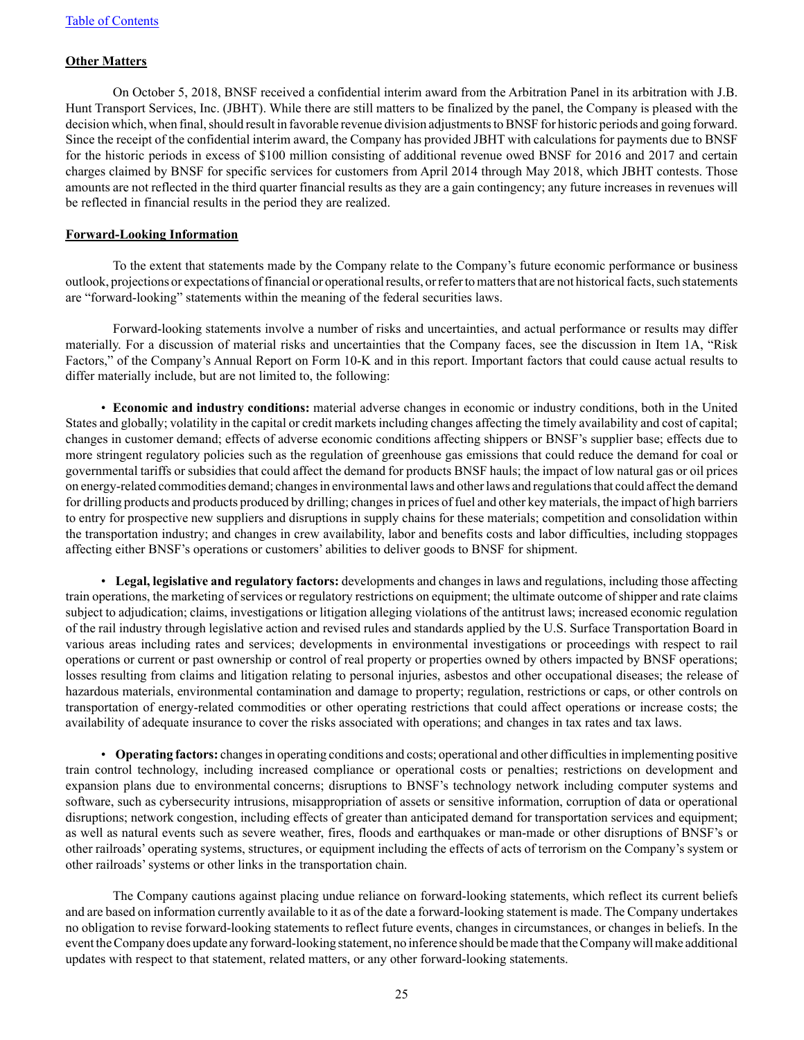**Other Matters**

On October 5, 2018, BNSF received a confidential interim award from the Arbitration Panel in its arbitration with J.B. Hunt Transport Services, Inc. (JBHT). While there are still matters to be finalized by the panel, the Company is pleased with the decision which, when final, should result in favorable revenue division adjustments to BNSF for historic periods and going forward. Since the receipt of the confidential interim award, the Company has provided JBHT with calculations for payments due to BNSF for the historic periods in excess of $100 million consisting of additional revenue owed BNSF for 2016 and 2017 and certain charges claimed by BNSF for specific services for customers from April 2014 through May 2018, which JBHT contests. Those amounts are not reflected in the third quarter financial results as they are a gain contingency; any future increases in revenues will be reflected in financial results in the period they are realized.

**Forward-Looking Information**

To the extent that statements made by the Company relate to the Company's future economic performance or business outlook, projections or expectations of financial or operational results, or refer to matters that are not historical facts, such statements are "forward-looking" statements within the meaning of the federal securities laws.

Forward-looking statements involve a number of risks and uncertainties, and actual performance or results may differ materially. For a discussion of material risks and uncertainties that the Company faces, see the discussion in Item 1A, "Risk Factors," of the Company's Annual Report on Form 10-K and in this report. Important factors that could cause actual results to differ materially include, but are not limited to, the following:

- **Economic and industry conditions:** material adverse changes in economic or industry conditions, both in the United States and globally; volatility in the capital or credit markets including changes affecting the timely availability and cost of capital; changes in customer demand; effects of adverse economic conditions affecting shippers or BNSF's supplier base; effects due to more stringent regulatory policies such as the regulation of greenhouse gas emissions that could reduce the demand for coal or governmental tariffs or subsidies that could affect the demand for products BNSF hauls; the impact of low natural gas or oil prices on energy-related commodities demand; changes in environmental laws and other laws and regulations that could affect the demand for drilling products and products produced by drilling; changes in prices of fuel and other key materials, the impact of high barriers to entry for prospective new suppliers and disruptions in supply chains for these materials; competition and consolidation within the transportation industry; and changes in crew availability, labor and benefits costs and labor difficulties, including stoppages affecting either BNSF's operations or customers' abilities to deliver goods to BNSF for shipment.

- **Legal, legislative and regulatory factors:** developments and changes in laws and regulations, including those affecting train operations, the marketing of services or regulatory restrictions on equipment; the ultimate outcome of shipper and rate claims subject to adjudication; claims, investigations or litigation alleging violations of the antitrust laws; increased economic regulation of the rail industry through legislative action and revised rules and standards applied by the U.S. Surface Transportation Board in various areas including rates and services; developments in environmental investigations or proceedings with respect to rail operations or current or past ownership or control of real property or properties owned by others impacted by BNSF operations; losses resulting from claims and litigation relating to personal injuries, asbestos and other occupational diseases; the release of hazardous materials, environmental contamination and damage to property; regulation, restrictions or caps, or other controls on transportation of energy-related commodities or other operating restrictions that could affect operations or increase costs; the availability of adequate insurance to cover the risks associated with operations; and changes in tax rates and tax laws.

- **Operating factors:** changes in operating conditions and costs; operational and other difficulties in implementing positive train control technology, including increased compliance or operational costs or penalties; restrictions on development and expansion plans due to environmental concerns; disruptions to BNSF's technology network including computer systems and software, such as cybersecurity intrusions, misappropriation of assets or sensitive information, corruption of data or operational disruptions; network congestion, including effects of greater than anticipated demand for transportation services and equipment; as well as natural events such as severe weather, fires, floods and earthquakes or man-made or other disruptions of BNSF's or other railroads' operating systems, structures, or equipment including the effects of acts of terrorism on the Company's system or other railroads' systems or other links in the transportation chain.

The Company cautions against placing undue reliance on forward-looking statements, which reflect its current beliefs and are based on information currently available to it as of the date a forward-looking statement is made. The Company undertakes no obligation to revise forward-looking statements to reflect future events, changes in circumstances, or changes in beliefs. In the event the Company does update any forward-looking statement, no inference should be made that the Company will make additional updates with respect to that statement, related matters, or any other forward-looking statements.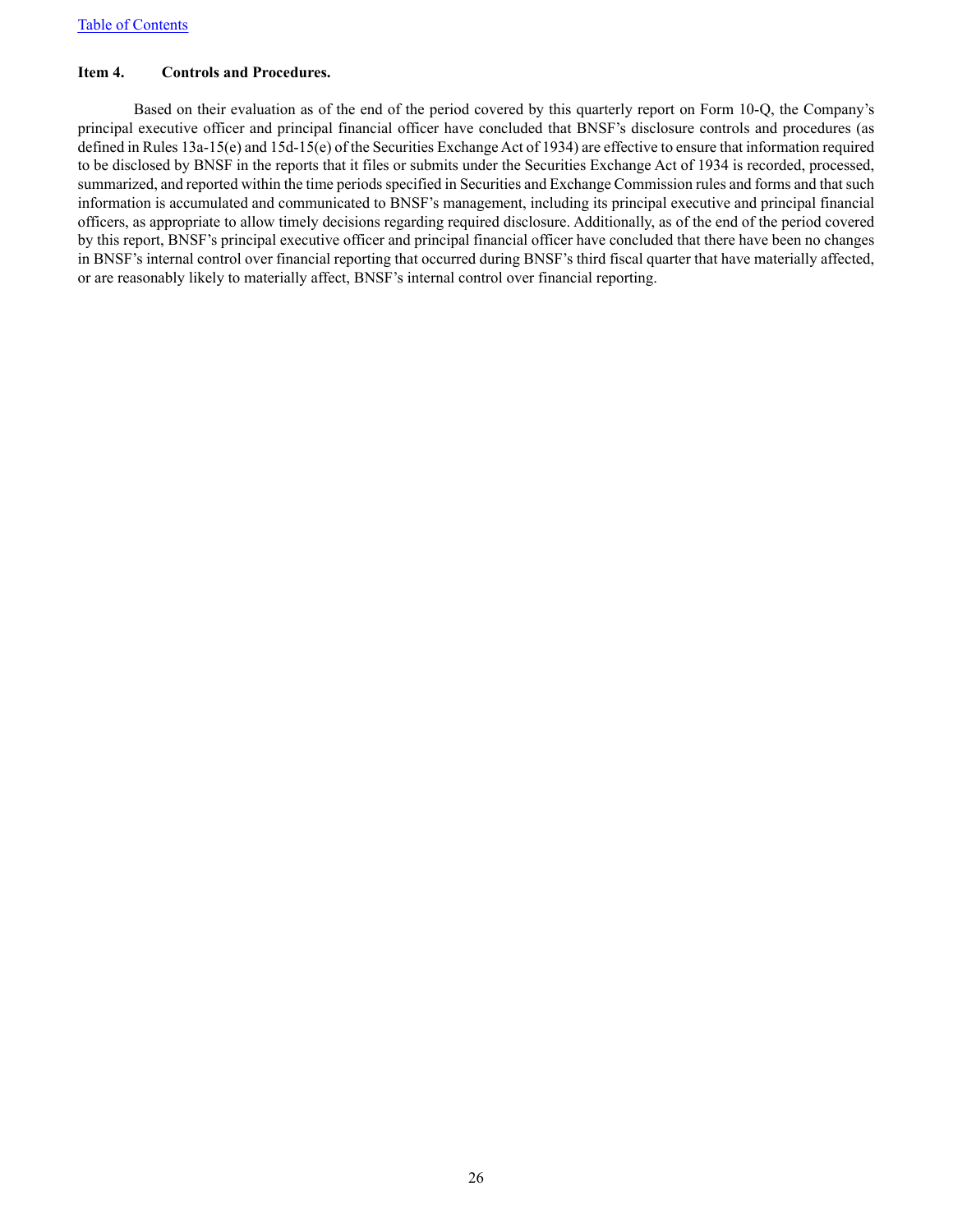### Item 4. Controls and Procedures.

Based on their evaluation as of the end of the period covered by this quarterly report on Form 10-Q, the Company's principal executive officer and principal financial officer have concluded that BNSF's disclosure controls and procedures (as defined in Rules 13a-15(e) and 15d-15(e) of the Securities Exchange Act of 1934) are effective to ensure that information required to be disclosed by BNSF in the reports that it files or submits under the Securities Exchange Act of 1934 is recorded, processed, summarized, and reported within the time periods specified in Securities and Exchange Commission rules and forms and that such information is accumulated and communicated to BNSF's management, including its principal executive and principal financial officers, as appropriate to allow timely decisions regarding required disclosure. Additionally, as of the end of the period covered by this report, BNSF's principal executive officer and principal financial officer have concluded that there have been no changes in BNSF's internal control over financial reporting that occurred during BNSF's third fiscal quarter that have materially affected, or are reasonably likely to materially affect, BNSF's internal control over financial reporting.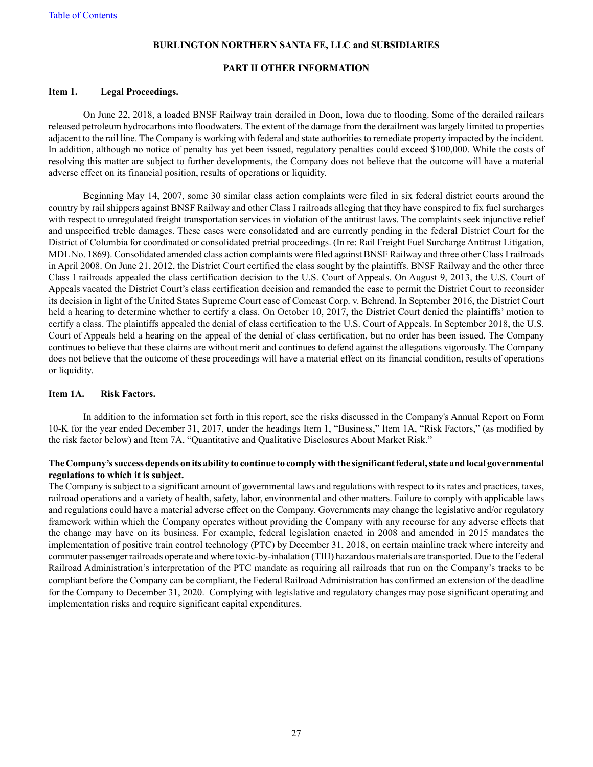[Table of Contents](#)

**BURLINGTON NORTHERN SANTA FE, LLC and SUBSIDIARIES**

**PART II OTHER INFORMATION**

### Item 1. Legal Proceedings.

On June 22, 2018, a loaded BNSF Railway train derailed in Doon, Iowa due to flooding. Some of the derailed railcars released petroleum hydrocarbons into floodwaters. The extent of the damage from the derailment was largely limited to properties adjacent to the rail line. The Company is working with federal and state authorities to remediate property impacted by the incident. In addition, although no notice of penalty has yet been issued, regulatory penalties could exceed $100,000. While the costs of resolving this matter are subject to further developments, the Company does not believe that the outcome will have a material adverse effect on its financial position, results of operations or liquidity.

Beginning May 14, 2007, some 30 similar class action complaints were filed in six federal district courts around the country by rail shippers against BNSF Railway and other Class I railroads alleging that they have conspired to fix fuel surcharges with respect to unregulated freight transportation services in violation of the antitrust laws. The complaints seek injunctive relief and unspecified treble damages. These cases were consolidated and are currently pending in the federal District Court for the District of Columbia for coordinated or consolidated pretrial proceedings. (In re: Rail Freight Fuel Surcharge Antitrust Litigation, MDL No. 1869). Consolidated amended class action complaints were filed against BNSF Railway and three other Class I railroads in April 2008. On June 21, 2012, the District Court certified the class sought by the plaintiffs. BNSF Railway and the other three Class I railroads appealed the class certification decision to the U.S. Court of Appeals. On August 9, 2013, the U.S. Court of Appeals vacated the District Court's class certification decision and remanded the case to permit the District Court to reconsider its decision in light of the United States Supreme Court case of Comcast Corp. v. Behrend. In September 2016, the District Court held a hearing to determine whether to certify a class. On October 10, 2017, the District Court denied the plaintiffs' motion to certify a class. The plaintiffs appealed the denial of class certification to the U.S. Court of Appeals. In September 2018, the U.S. Court of Appeals held a hearing on the appeal of the denial of class certification, but no order has been issued. The Company continues to believe that these claims are without merit and continues to defend against the allegations vigorously. The Company does not believe that the outcome of these proceedings will have a material effect on its financial condition, results of operations or liquidity.

### Item 1A. Risk Factors.

In addition to the information set forth in this report, see the risks discussed in the Company's Annual Report on Form 10-K for the year ended December 31, 2017, under the headings Item 1, "Business," Item 1A, "Risk Factors," (as modified by the risk factor below) and Item 7A, "Quantitative and Qualitative Disclosures About Market Risk."

**The Company's success depends on its ability to continue to comply with the significant federal, state and local governmental regulations to which it is subject.**

The Company is subject to a significant amount of governmental laws and regulations with respect to its rates and practices, taxes, railroad operations and a variety of health, safety, labor, environmental and other matters. Failure to comply with applicable laws and regulations could have a material adverse effect on the Company. Governments may change the legislative and/or regulatory framework within which the Company operates without providing the Company with any recourse for any adverse effects that the change may have on its business. For example, federal legislation enacted in 2008 and amended in 2015 mandates the implementation of positive train control technology (PTC) by December 31, 2018, on certain mainline track where intercity and commuter passenger railroads operate and where toxic-by-inhalation (TIH) hazardous materials are transported. Due to the Federal Railroad Administration's interpretation of the PTC mandate as requiring all railroads that run on the Company's tracks to be compliant before the Company can be compliant, the Federal Railroad Administration has confirmed an extension of the deadline for the Company to December 31, 2020. Complying with legislative and regulatory changes may pose significant operating and implementation risks and require significant capital expenditures.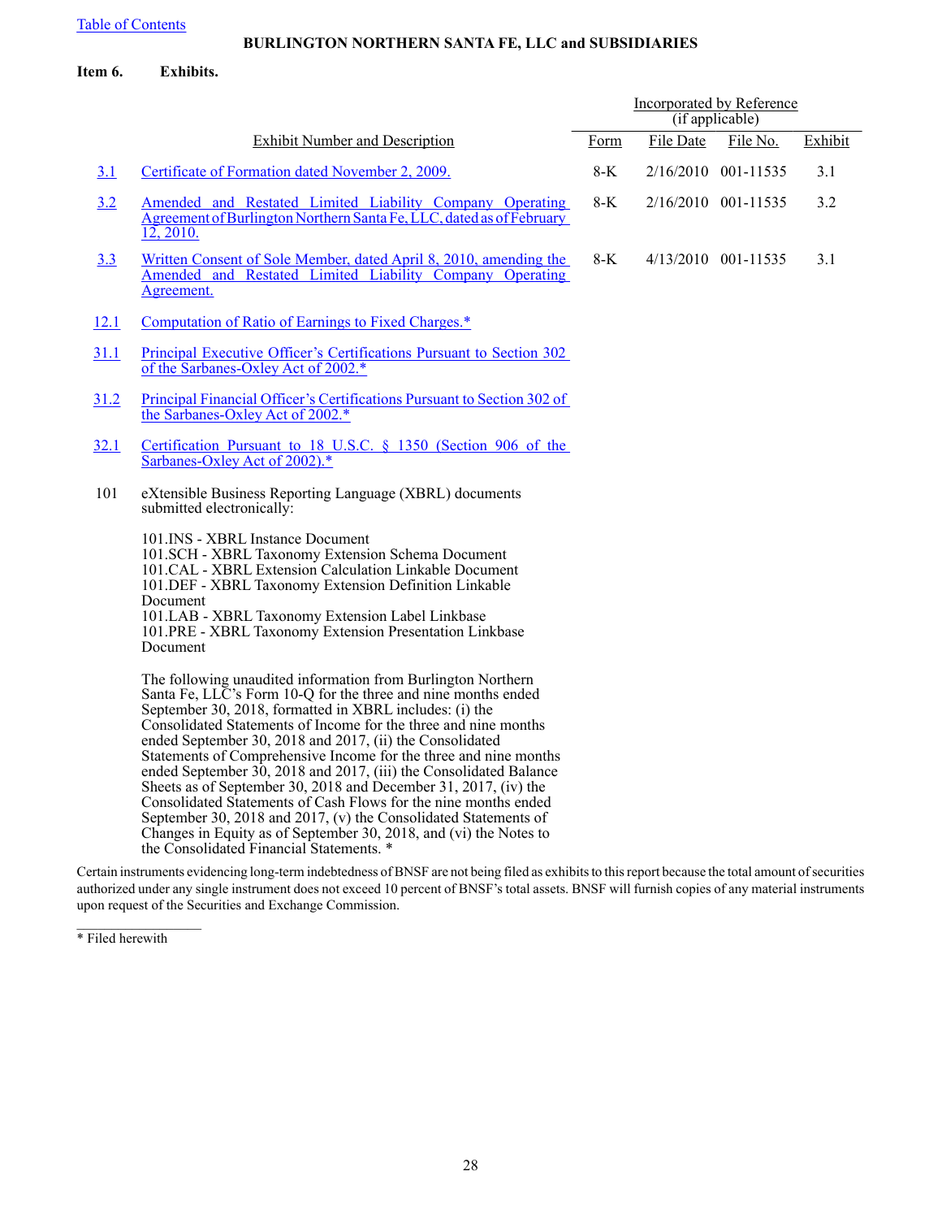[Table of Contents](#)

**BURLINGTON NORTHERN SANTA FE, LLC and SUBSIDIARIES**

**Item 6. Exhibits.**

| | | Incorporated by Reference (if applicable) | | | |
|---|---|---|---|---|---|
| | Exhibit Number and Description | Form | File Date | File No. | Exhibit |
| 3.1 | Certificate of Formation dated November 2, 2009. | 8-K | 2/16/2010 | 001-11535 | 3.1 |
| 3.2 | Amended and Restated Limited Liability Company Operating Agreement of Burlington Northern Santa Fe, LLC, dated as of February 12, 2010. | 8-K | 2/16/2010 | 001-11535 | 3.2 |
| 3.3 | Written Consent of Sole Member, dated April 8, 2010, amending the Amended and Restated Limited Liability Company Operating Agreement. | 8-K | 4/13/2010 | 001-11535 | 3.1 |
| 12.1 | Computation of Ratio of Earnings to Fixed Charges.* | | | | |
| 31.1 | Principal Executive Officer's Certifications Pursuant to Section 302 of the Sarbanes-Oxley Act of 2002.* | | | | |
| 31.2 | Principal Financial Officer's Certifications Pursuant to Section 302 of the Sarbanes-Oxley Act of 2002.* | | | | |
| 32.1 | Certification Pursuant to 18 U.S.C. § 1350 (Section 906 of the Sarbanes-Oxley Act of 2002).* | | | | |
| 101 | eXtensible Business Reporting Language (XBRL) documents submitted electronically:<br><br>101.INS - XBRL Instance Document<br>101.SCH - XBRL Taxonomy Extension Schema Document<br>101.CAL - XBRL Extension Calculation Linkable Document<br>101.DEF - XBRL Taxonomy Extension Definition Linkable Document<br>101.LAB - XBRL Taxonomy Extension Label Linkbase<br>101.PRE - XBRL Taxonomy Extension Presentation Linkbase Document<br><br>The following unaudited information from Burlington Northern Santa Fe, LLC's Form 10-Q for the three and nine months ended September 30, 2018, formatted in XBRL includes: (i) the Consolidated Statements of Income for the three and nine months ended September 30, 2018 and 2017, (ii) the Consolidated Statements of Comprehensive Income for the three and nine months ended September 30, 2018 and 2017, (iii) the Consolidated Balance Sheets as of September 30, 2018 and December 31, 2017, (iv) the Consolidated Statements of Cash Flows for the nine months ended September 30, 2018 and 2017, (v) the Consolidated Statements of Changes in Equity as of September 30, 2018, and (vi) the Notes to the Consolidated Financial Statements. * | | | | |

Certain instruments evidencing long-term indebtedness of BNSF are not being filed as exhibits to this report because the total amount of securities authorized under any single instrument does not exceed 10 percent of BNSF's total assets. BNSF will furnish copies of any material instruments upon request of the Securities and Exchange Commission.

---

\* Filed herewith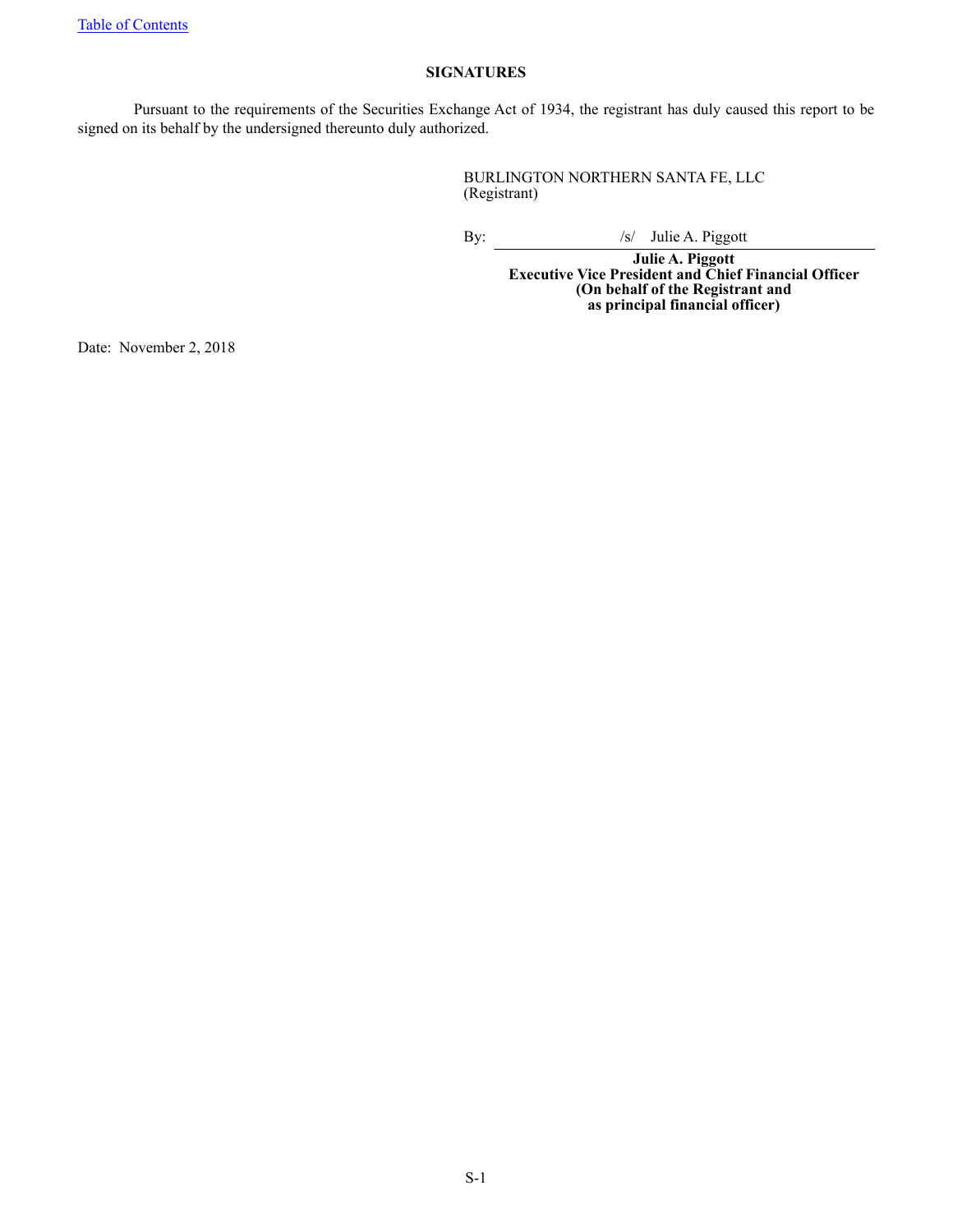[Table of Contents](#)

**SIGNATURES**

Pursuant to the requirements of the Securities Exchange Act of 1934, the registrant has duly caused this report to be signed on its behalf by the undersigned thereunto duly authorized.

BURLINGTON NORTHERN SANTA FE, LLC
(Registrant)

By: /s/ Julie A. Piggott

**Julie A. Piggott**
**Executive Vice President and Chief Financial Officer**
**(On behalf of the Registrant and**
**as principal financial officer)**

Date: November 2, 2018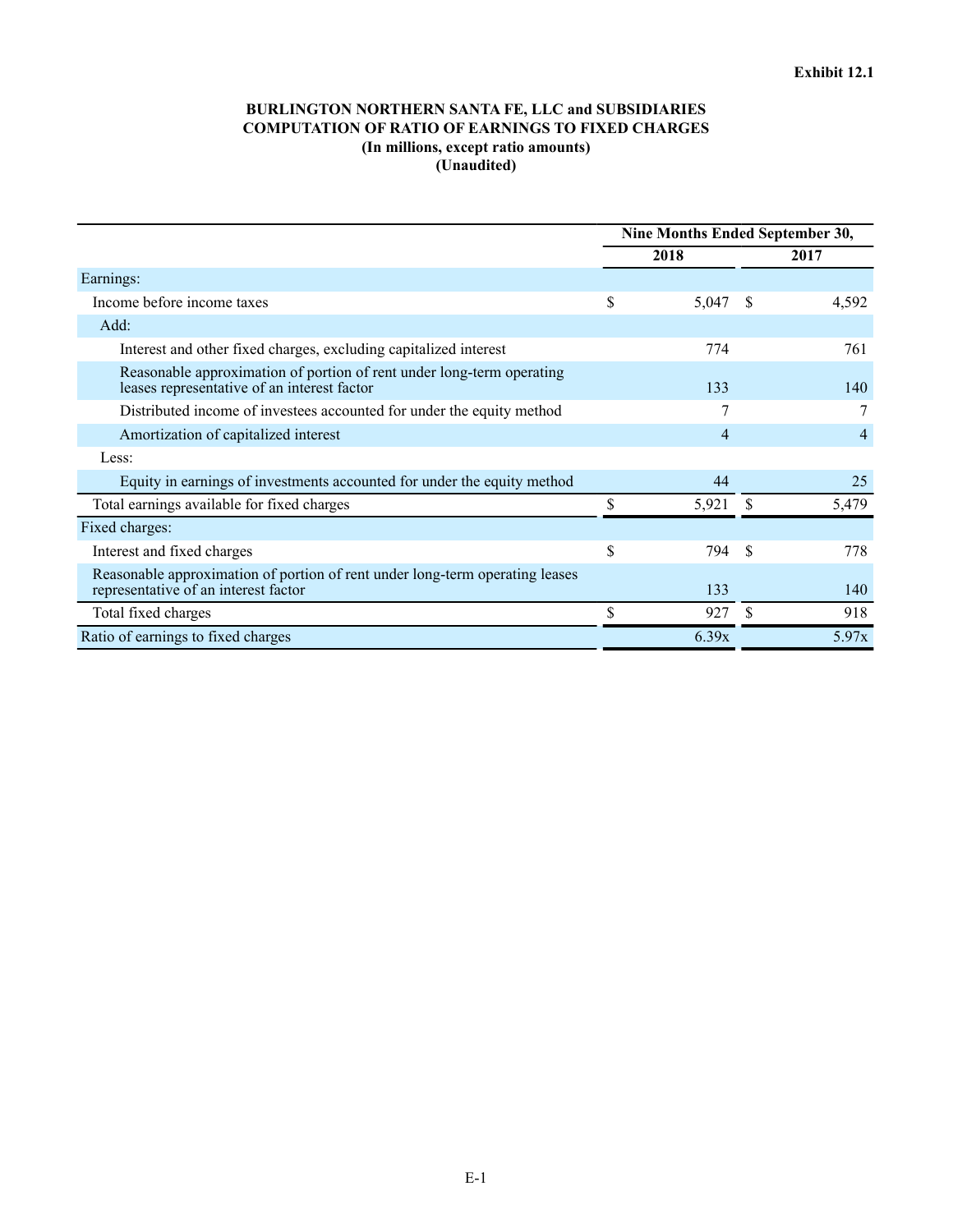**Exhibit 12.1**

**BURLINGTON NORTHERN SANTA FE, LLC and SUBSIDIARIES**
**COMPUTATION OF RATIO OF EARNINGS TO FIXED CHARGES**
**(In millions, except ratio amounts)**
**(Unaudited)**

| | Nine Months Ended September 30, | |
|---|---|---|
| | **2018** | **2017** |
| Earnings: | | |
| Income before income taxes | $ 5,047 | $ 4,592 |
| Add: | | |
| Interest and other fixed charges, excluding capitalized interest | 774 | 761 |
| Reasonable approximation of portion of rent under long-term operating leases representative of an interest factor | 133 | 140 |
| Distributed income of investees accounted for under the equity method | 7 | 7 |
| Amortization of capitalized interest | 4 | 4 |
| Less: | | |
| Equity in earnings of investments accounted for under the equity method | 44 | 25 |
| Total earnings available for fixed charges | $ 5,921 | $ 5,479 |
| Fixed charges: | | |
| Interest and fixed charges | $ 794 | $ 778 |
| Reasonable approximation of portion of rent under long-term operating leases representative of an interest factor | 133 | 140 |
| Total fixed charges | $ 927 | $ 918 |
| Ratio of earnings to fixed charges | 6.39x | 5.97x |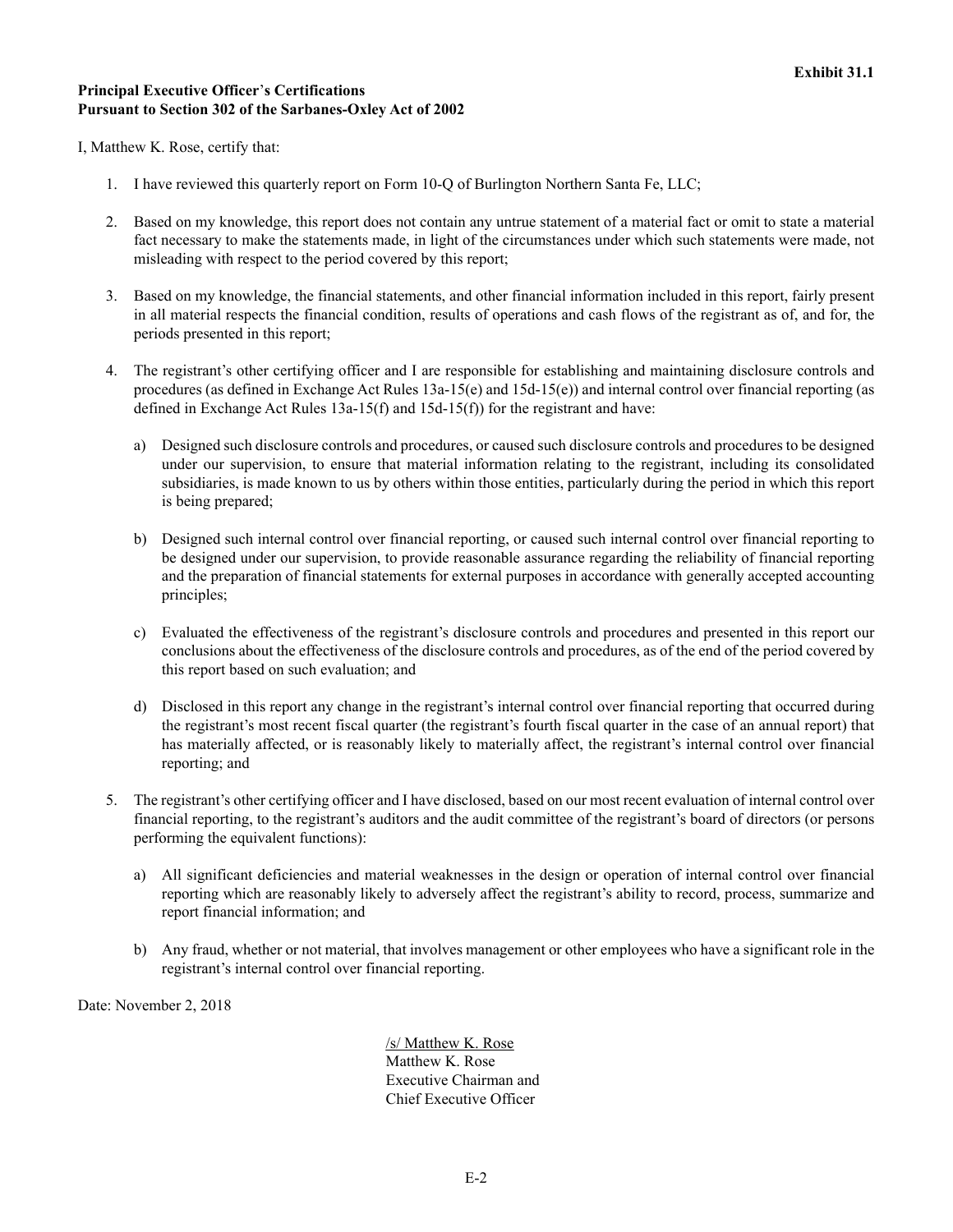**Exhibit 31.1**

**Principal Executive Officer's Certifications**
**Pursuant to Section 302 of the Sarbanes-Oxley Act of 2002**

I, Matthew K. Rose, certify that:

1. I have reviewed this quarterly report on Form 10-Q of Burlington Northern Santa Fe, LLC;

2. Based on my knowledge, this report does not contain any untrue statement of a material fact or omit to state a material fact necessary to make the statements made, in light of the circumstances under which such statements were made, not misleading with respect to the period covered by this report;

3. Based on my knowledge, the financial statements, and other financial information included in this report, fairly present in all material respects the financial condition, results of operations and cash flows of the registrant as of, and for, the periods presented in this report;

4. The registrant's other certifying officer and I are responsible for establishing and maintaining disclosure controls and procedures (as defined in Exchange Act Rules 13a-15(e) and 15d-15(e)) and internal control over financial reporting (as defined in Exchange Act Rules 13a-15(f) and 15d-15(f)) for the registrant and have:

   a) Designed such disclosure controls and procedures, or caused such disclosure controls and procedures to be designed under our supervision, to ensure that material information relating to the registrant, including its consolidated subsidiaries, is made known to us by others within those entities, particularly during the period in which this report is being prepared;

   b) Designed such internal control over financial reporting, or caused such internal control over financial reporting to be designed under our supervision, to provide reasonable assurance regarding the reliability of financial reporting and the preparation of financial statements for external purposes in accordance with generally accepted accounting principles;

   c) Evaluated the effectiveness of the registrant's disclosure controls and procedures and presented in this report our conclusions about the effectiveness of the disclosure controls and procedures, as of the end of the period covered by this report based on such evaluation; and

   d) Disclosed in this report any change in the registrant's internal control over financial reporting that occurred during the registrant's most recent fiscal quarter (the registrant's fourth fiscal quarter in the case of an annual report) that has materially affected, or is reasonably likely to materially affect, the registrant's internal control over financial reporting; and

5. The registrant's other certifying officer and I have disclosed, based on our most recent evaluation of internal control over financial reporting, to the registrant's auditors and the audit committee of the registrant's board of directors (or persons performing the equivalent functions):

   a) All significant deficiencies and material weaknesses in the design or operation of internal control over financial reporting which are reasonably likely to adversely affect the registrant's ability to record, process, summarize and report financial information; and

   b) Any fraud, whether or not material, that involves management or other employees who have a significant role in the registrant's internal control over financial reporting.

Date: November 2, 2018

/s/ Matthew K. Rose
Matthew K. Rose
Executive Chairman and
Chief Executive Officer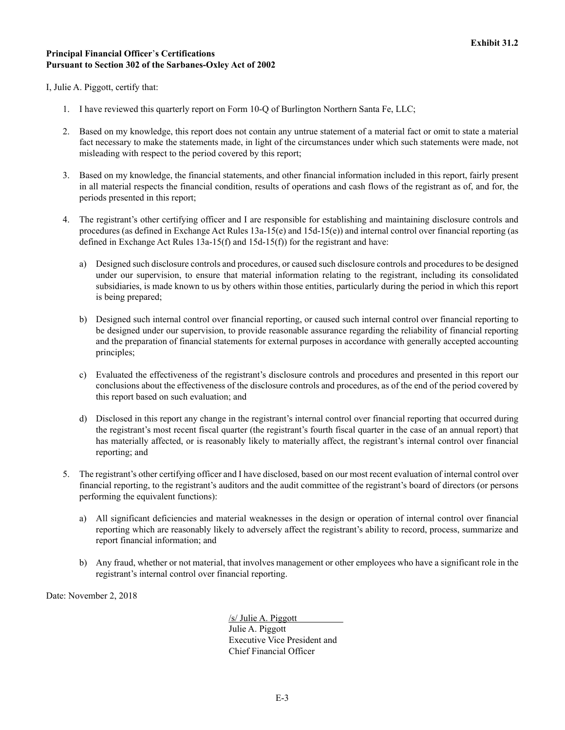**Exhibit 31.2**

**Principal Financial Officer's Certifications**
**Pursuant to Section 302 of the Sarbanes-Oxley Act of 2002**

I, Julie A. Piggott, certify that:

1. I have reviewed this quarterly report on Form 10-Q of Burlington Northern Santa Fe, LLC;

2. Based on my knowledge, this report does not contain any untrue statement of a material fact or omit to state a material fact necessary to make the statements made, in light of the circumstances under which such statements were made, not misleading with respect to the period covered by this report;

3. Based on my knowledge, the financial statements, and other financial information included in this report, fairly present in all material respects the financial condition, results of operations and cash flows of the registrant as of, and for, the periods presented in this report;

4. The registrant's other certifying officer and I are responsible for establishing and maintaining disclosure controls and procedures (as defined in Exchange Act Rules 13a-15(e) and 15d-15(e)) and internal control over financial reporting (as defined in Exchange Act Rules 13a-15(f) and 15d-15(f)) for the registrant and have:

   a) Designed such disclosure controls and procedures, or caused such disclosure controls and procedures to be designed under our supervision, to ensure that material information relating to the registrant, including its consolidated subsidiaries, is made known to us by others within those entities, particularly during the period in which this report is being prepared;

   b) Designed such internal control over financial reporting, or caused such internal control over financial reporting to be designed under our supervision, to provide reasonable assurance regarding the reliability of financial reporting and the preparation of financial statements for external purposes in accordance with generally accepted accounting principles;

   c) Evaluated the effectiveness of the registrant's disclosure controls and procedures and presented in this report our conclusions about the effectiveness of the disclosure controls and procedures, as of the end of the period covered by this report based on such evaluation; and

   d) Disclosed in this report any change in the registrant's internal control over financial reporting that occurred during the registrant's most recent fiscal quarter (the registrant's fourth fiscal quarter in the case of an annual report) that has materially affected, or is reasonably likely to materially affect, the registrant's internal control over financial reporting; and

5. The registrant's other certifying officer and I have disclosed, based on our most recent evaluation of internal control over financial reporting, to the registrant's auditors and the audit committee of the registrant's board of directors (or persons performing the equivalent functions):

   a) All significant deficiencies and material weaknesses in the design or operation of internal control over financial reporting which are reasonably likely to adversely affect the registrant's ability to record, process, summarize and report financial information; and

   b) Any fraud, whether or not material, that involves management or other employees who have a significant role in the registrant's internal control over financial reporting.

Date: November 2, 2018

/s/ Julie A. Piggott
Julie A. Piggott
Executive Vice President and
Chief Financial Officer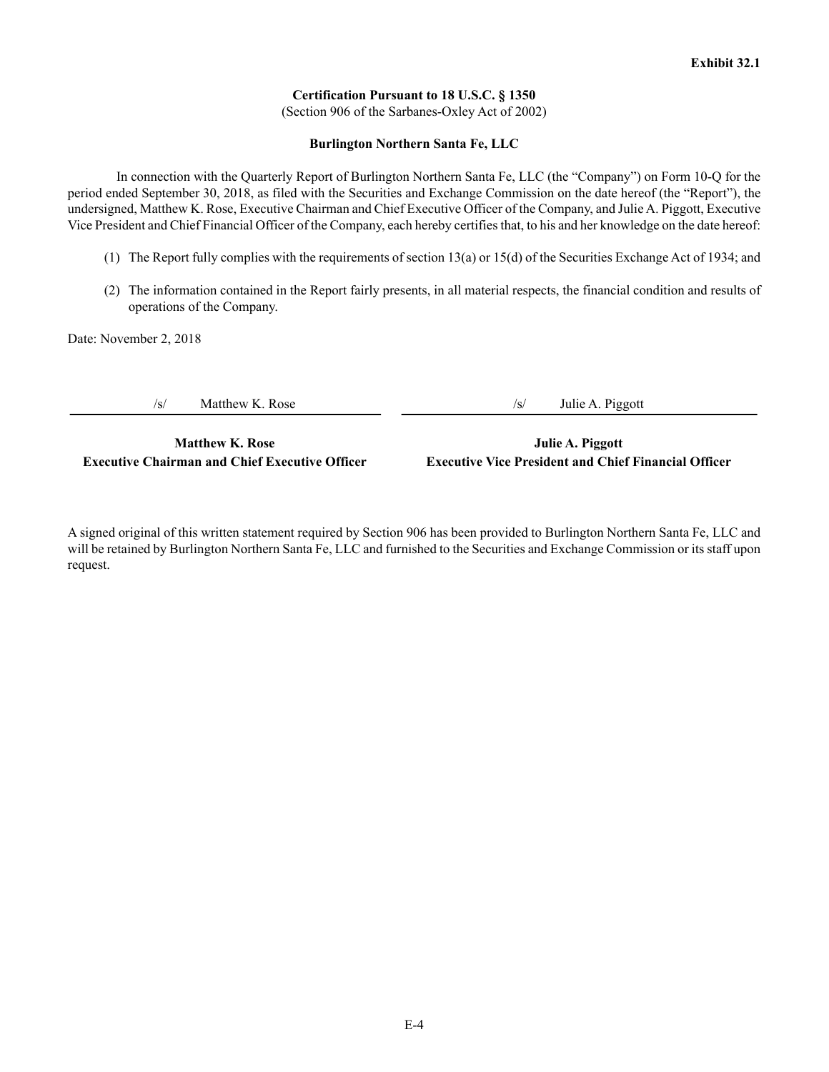**Exhibit 32.1**

**Certification Pursuant to 18 U.S.C. § 1350**
(Section 906 of the Sarbanes-Oxley Act of 2002)

**Burlington Northern Santa Fe, LLC**

In connection with the Quarterly Report of Burlington Northern Santa Fe, LLC (the "Company") on Form 10-Q for the period ended September 30, 2018, as filed with the Securities and Exchange Commission on the date hereof (the "Report"), the undersigned, Matthew K. Rose, Executive Chairman and Chief Executive Officer of the Company, and Julie A. Piggott, Executive Vice President and Chief Financial Officer of the Company, each hereby certifies that, to his and her knowledge on the date hereof:

(1) The Report fully complies with the requirements of section 13(a) or 15(d) of the Securities Exchange Act of 1934; and

(2) The information contained in the Report fairly presents, in all material respects, the financial condition and results of operations of the Company.

Date: November 2, 2018

| | |
|---|---|
| /s/ Matthew K. Rose | /s/ Julie A. Piggott |
| **Matthew K. Rose** | **Julie A. Piggott** |
| **Executive Chairman and Chief Executive Officer** | **Executive Vice President and Chief Financial Officer** |

A signed original of this written statement required by Section 906 has been provided to Burlington Northern Santa Fe, LLC and will be retained by Burlington Northern Santa Fe, LLC and furnished to the Securities and Exchange Commission or its staff upon request.